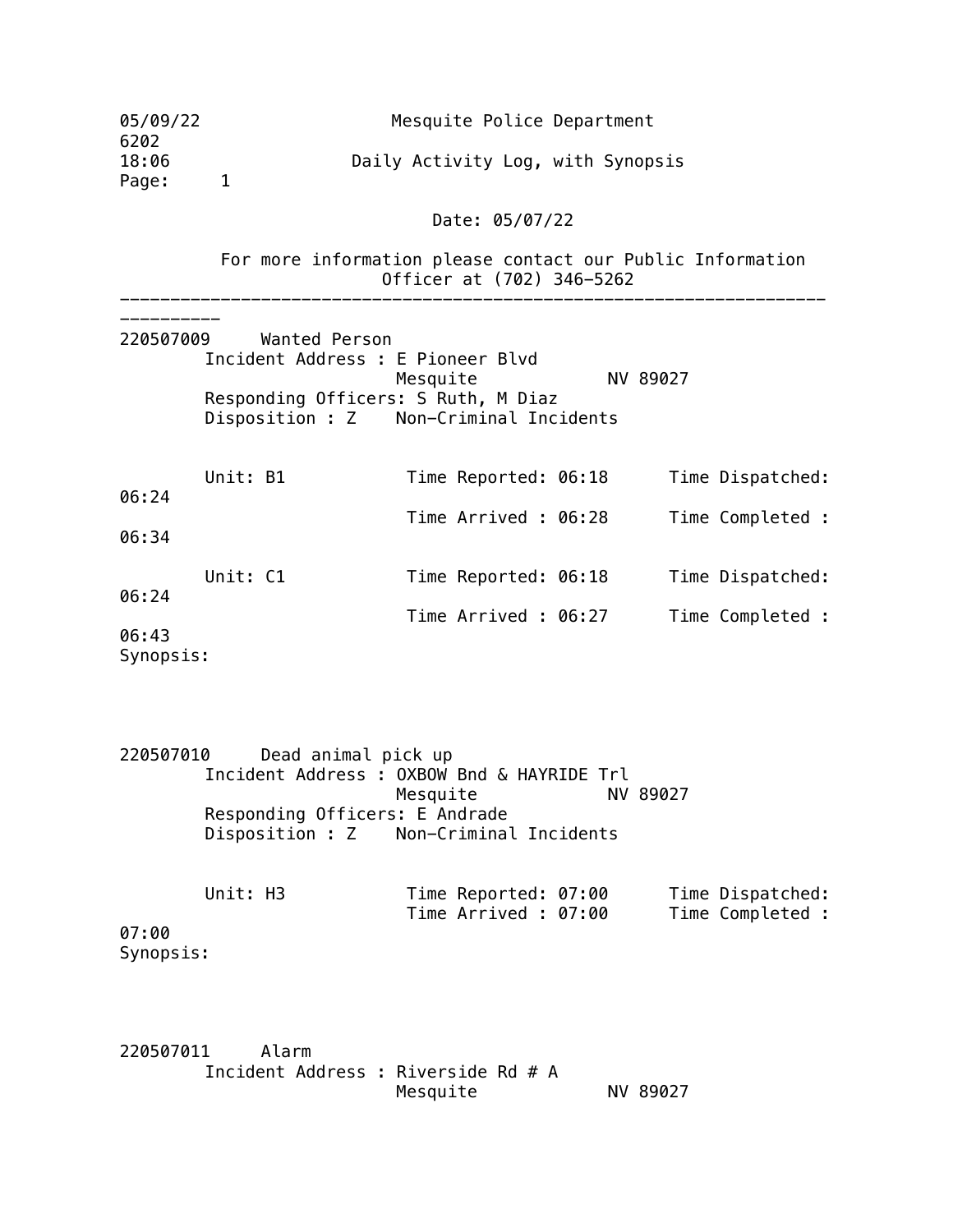05/09/22 Mesquite Police Department
6202
18:06 Daily Activity Log, with Synopsis

Date: 05/07/22

For more information please contact our Public Information Officer at (702) 346-5262

---

**220507009** Wanted Person
Incident Address : E Pioneer Blvd
Mesquite NV 89027
Responding Officers: S Ruth, M Diaz
Disposition : Z Non-Criminal Incidents

Unit: B1 Time Reported: 06:18 Time Dispatched: 06:24
Time Arrived : 06:28 Time Completed : 06:34

Unit: C1 Time Reported: 06:18 Time Dispatched: 06:24
Time Arrived : 06:27 Time Completed : 06:43

Synopsis:

**220507010** Dead animal pick up
Incident Address : OXBOW Bnd & HAYRIDE Trl
Mesquite NV 89027
Responding Officers: E Andrade
Disposition : Z Non-Criminal Incidents

Unit: H3 Time Reported: 07:00 Time Dispatched:
Time Arrived : 07:00 Time Completed : 07:00

Synopsis:

**220507011** Alarm
Incident Address : Riverside Rd # A
Mesquite NV 89027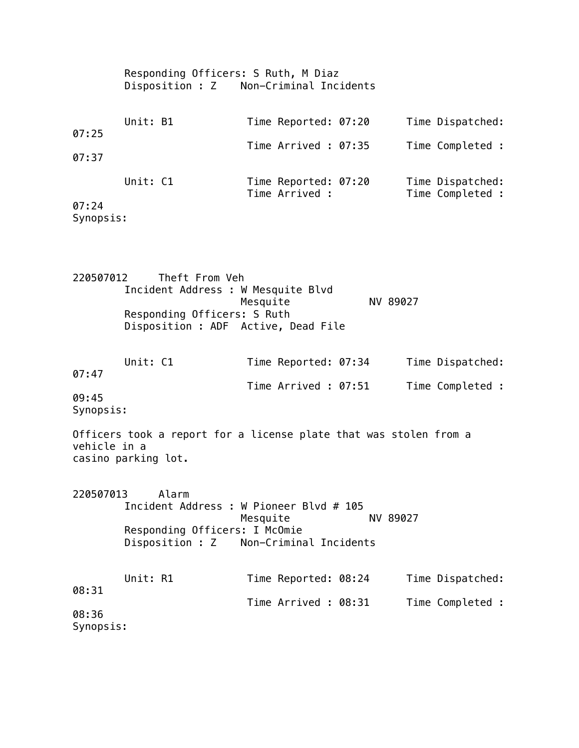Responding Officers: S Ruth, M Diaz
Disposition : Z    Non-Criminal Incidents

Unit: B1    Time Reported: 07:20    Time Dispatched: 07:25
Time Arrived : 07:35    Time Completed : 07:37

Unit: C1    Time Reported: 07:20    Time Dispatched:
Time Arrived :    Time Completed : 07:24

Synopsis:

220507012    Theft From Veh

Incident Address : W Mesquite Blvd
Mesquite    NV 89027
Responding Officers: S Ruth
Disposition : ADF  Active, Dead File

Unit: C1    Time Reported: 07:34    Time Dispatched: 07:47
Time Arrived : 07:51    Time Completed : 09:45

Synopsis:

Officers took a report for a license plate that was stolen from a vehicle in a casino parking lot.

220507013    Alarm

Incident Address : W Pioneer Blvd # 105
Mesquite    NV 89027
Responding Officers: I McOmie
Disposition : Z    Non-Criminal Incidents

Unit: R1    Time Reported: 08:24    Time Dispatched: 08:31
Time Arrived : 08:31    Time Completed : 08:36

Synopsis: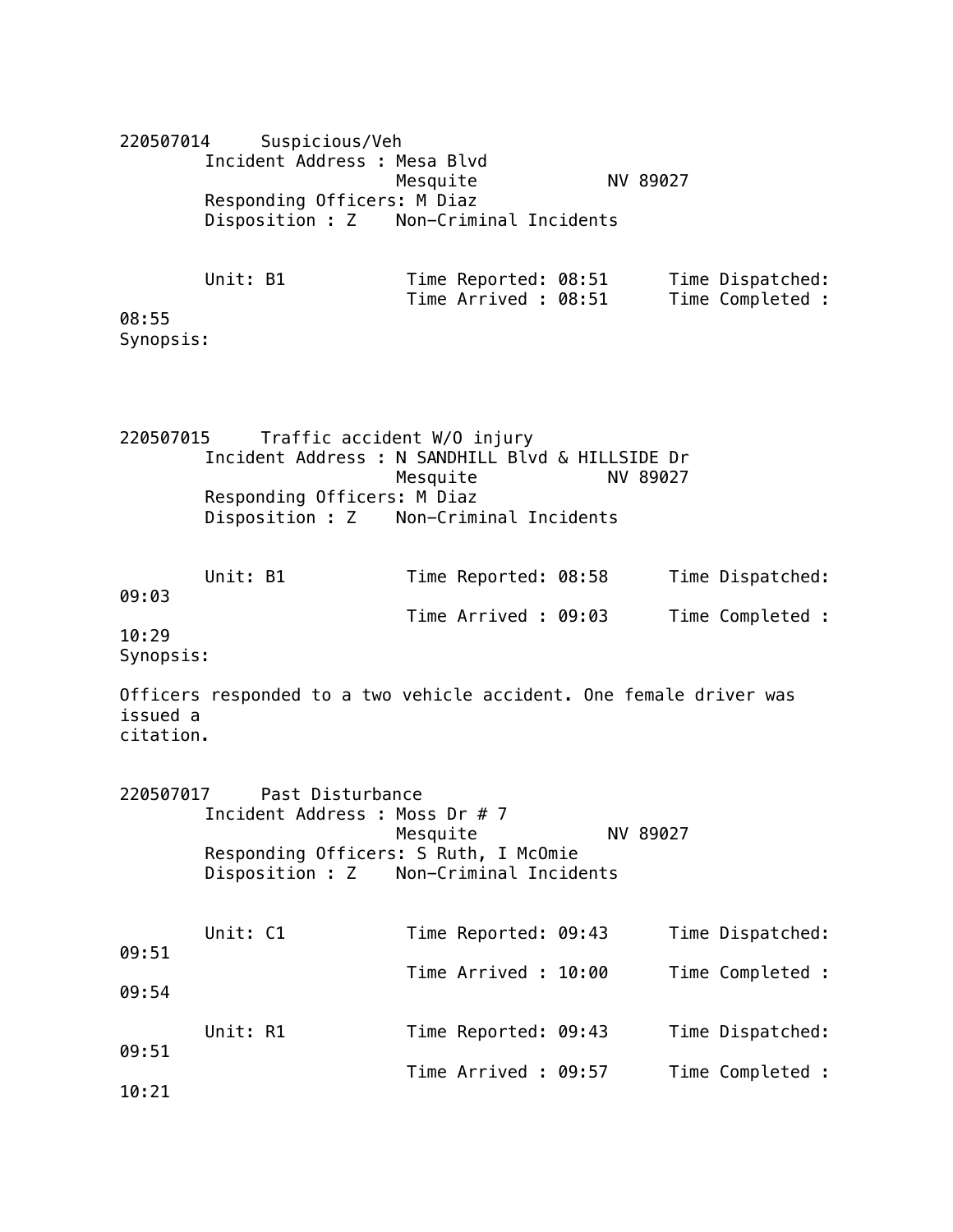220507014     Suspicious/Veh

Incident Address : Mesa Blvd
Mesquite            NV 89027

Responding Officers: M Diaz

Disposition : Z    Non-Criminal Incidents

Unit: B1            Time Reported: 08:51      Time Dispatched:
                    Time Arrived : 08:51      Time Completed :
08:55

Synopsis:

220507015     Traffic accident W/O injury

Incident Address : N SANDHILL Blvd & HILLSIDE Dr
Mesquite            NV 89027

Responding Officers: M Diaz

Disposition : Z    Non-Criminal Incidents

Unit: B1            Time Reported: 08:58      Time Dispatched:
09:03
                    Time Arrived : 09:03      Time Completed :
10:29

Synopsis:

Officers responded to a two vehicle accident. One female driver was issued a
citation.

220507017     Past Disturbance

Incident Address : Moss Dr # 7
Mesquite            NV 89027

Responding Officers: S Ruth, I McOmie

Disposition : Z    Non-Criminal Incidents

Unit: C1            Time Reported: 09:43      Time Dispatched:
09:51
                    Time Arrived : 10:00      Time Completed :
09:54

Unit: R1            Time Reported: 09:43      Time Dispatched:
09:51
                    Time Arrived : 09:57      Time Completed :
10:21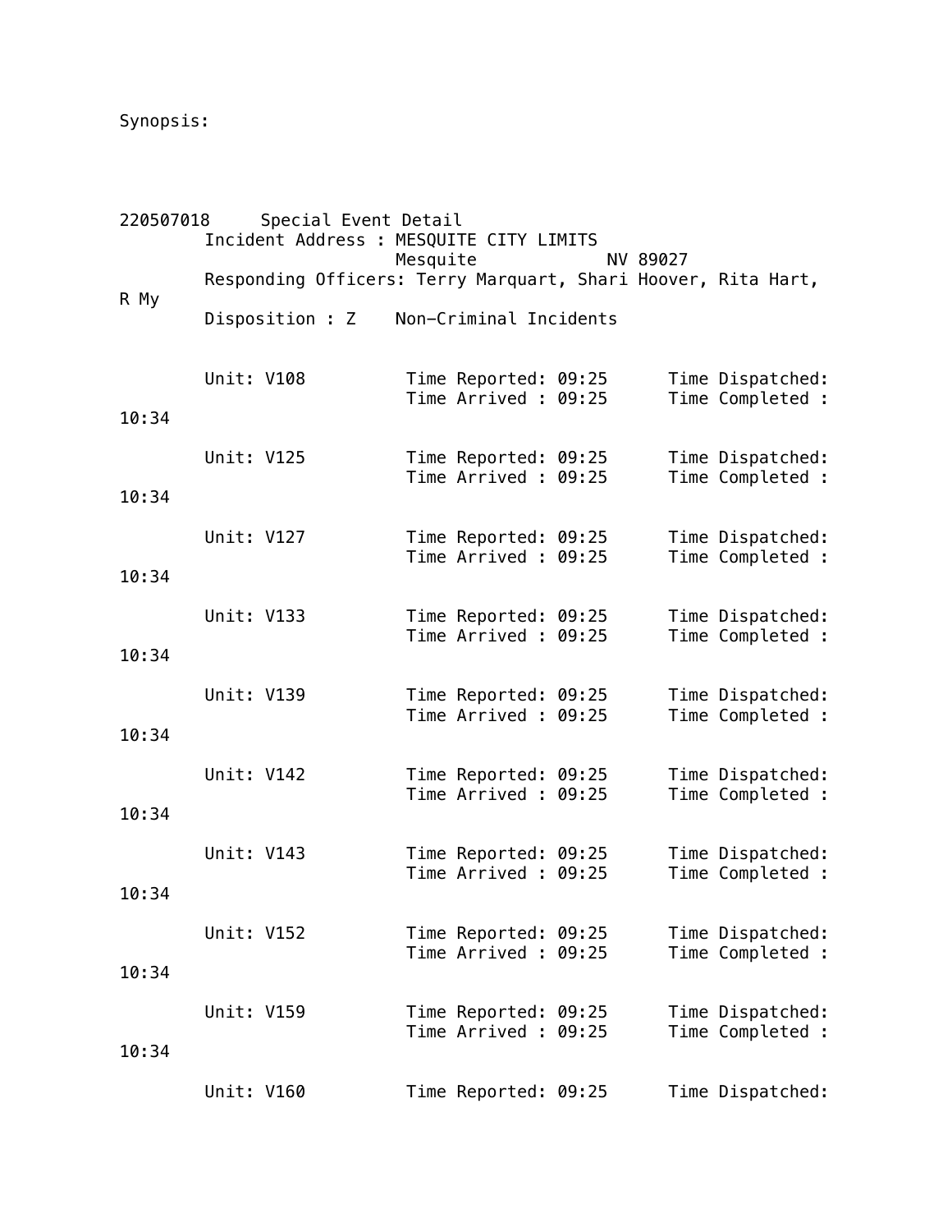Synopsis:

220507018 Special Event Detail

Incident Address : MESQUITE CITY LIMITS
Mesquite NV 89027

Responding Officers: Terry Marquart, Shari Hoover, Rita Hart,
R My

Disposition : Z Non-Criminal Incidents

Unit: V108 Time Reported: 09:25 Time Dispatched:
Time Arrived : 09:25 Time Completed :
10:34

Unit: V125 Time Reported: 09:25 Time Dispatched:
Time Arrived : 09:25 Time Completed :
10:34

Unit: V127 Time Reported: 09:25 Time Dispatched:
Time Arrived : 09:25 Time Completed :
10:34

Unit: V133 Time Reported: 09:25 Time Dispatched:
Time Arrived : 09:25 Time Completed :
10:34

Unit: V139 Time Reported: 09:25 Time Dispatched:
Time Arrived : 09:25 Time Completed :
10:34

Unit: V142 Time Reported: 09:25 Time Dispatched:
Time Arrived : 09:25 Time Completed :
10:34

Unit: V143 Time Reported: 09:25 Time Dispatched:
Time Arrived : 09:25 Time Completed :
10:34

Unit: V152 Time Reported: 09:25 Time Dispatched:
Time Arrived : 09:25 Time Completed :
10:34

Unit: V159 Time Reported: 09:25 Time Dispatched:
Time Arrived : 09:25 Time Completed :
10:34

Unit: V160 Time Reported: 09:25 Time Dispatched: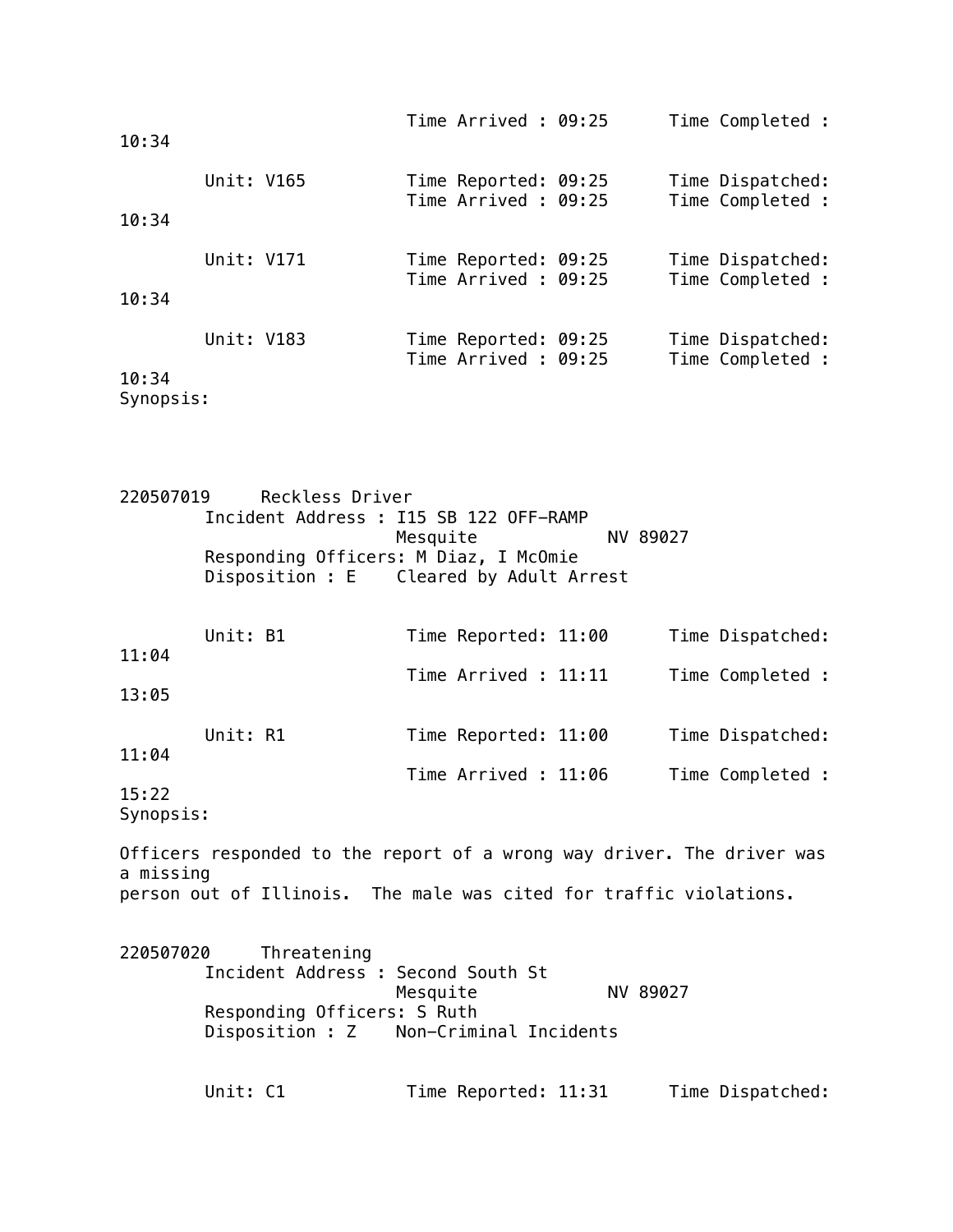Time Arrived : 09:25 Time Completed : 10:34

Unit: V165 Time Reported: 09:25 Time Dispatched:
Time Arrived : 09:25 Time Completed : 10:34

Unit: V171 Time Reported: 09:25 Time Dispatched:
Time Arrived : 09:25 Time Completed : 10:34

Unit: V183 Time Reported: 09:25 Time Dispatched:
Time Arrived : 09:25 Time Completed : 10:34

Synopsis:

220507019 Reckless Driver

Incident Address : I15 SB 122 OFF-RAMP
Mesquite NV 89027
Responding Officers: M Diaz, I McOmie
Disposition : E Cleared by Adult Arrest

Unit: B1 Time Reported: 11:00 Time Dispatched: 11:04
Time Arrived : 11:11 Time Completed : 13:05

Unit: R1 Time Reported: 11:00 Time Dispatched: 11:04
Time Arrived : 11:06 Time Completed : 15:22

Synopsis:

Officers responded to the report of a wrong way driver. The driver was a missing person out of Illinois. The male was cited for traffic violations.

220507020 Threatening

Incident Address : Second South St
Mesquite NV 89027
Responding Officers: S Ruth
Disposition : Z Non-Criminal Incidents

Unit: C1 Time Reported: 11:31 Time Dispatched: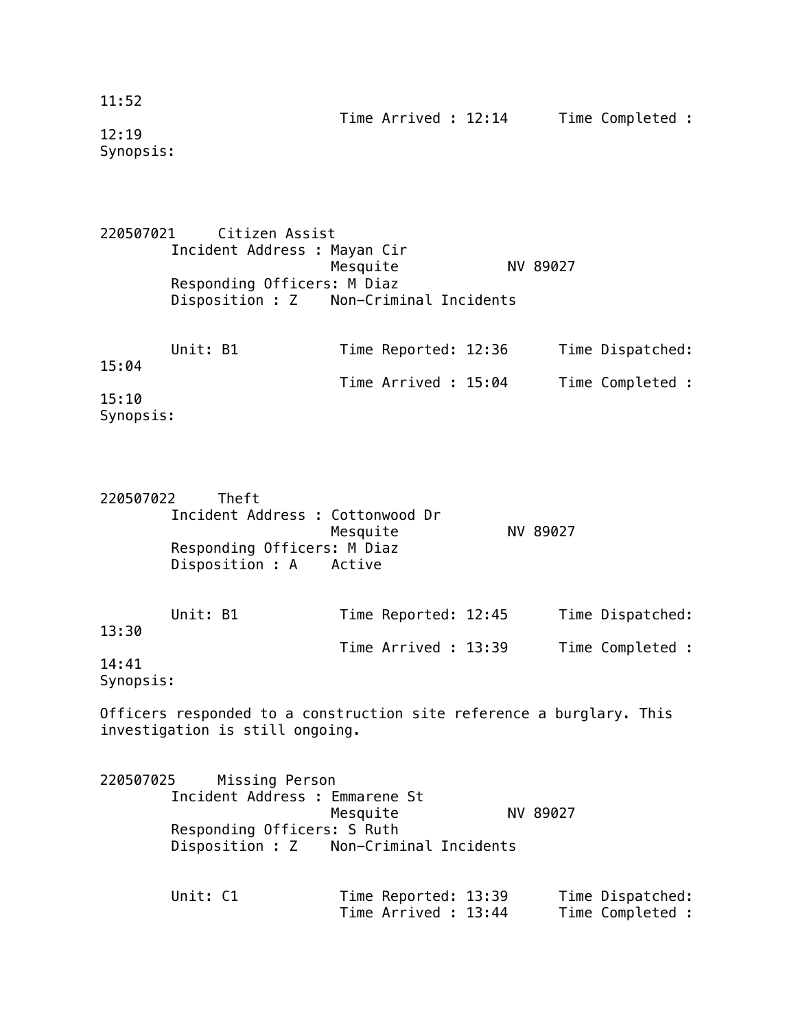11:52

Time Arrived : 12:14 Time Completed : 12:19

Synopsis:

220507021 Citizen Assist

Incident Address : Mayan Cir
Mesquite NV 89027

Responding Officers: M Diaz

Disposition : Z Non-Criminal Incidents

Unit: B1 Time Reported: 12:36 Time Dispatched: 15:04

Time Arrived : 15:04 Time Completed : 15:10

Synopsis:

220507022 Theft

Incident Address : Cottonwood Dr
Mesquite NV 89027

Responding Officers: M Diaz

Disposition : A Active

Unit: B1 Time Reported: 12:45 Time Dispatched: 13:30

Time Arrived : 13:39 Time Completed : 14:41

Synopsis:

Officers responded to a construction site reference a burglary. This investigation is still ongoing.

220507025 Missing Person

Incident Address : Emmarene St
Mesquite NV 89027

Responding Officers: S Ruth

Disposition : Z Non-Criminal Incidents

Unit: C1 Time Reported: 13:39 Time Dispatched:

Time Arrived : 13:44 Time Completed :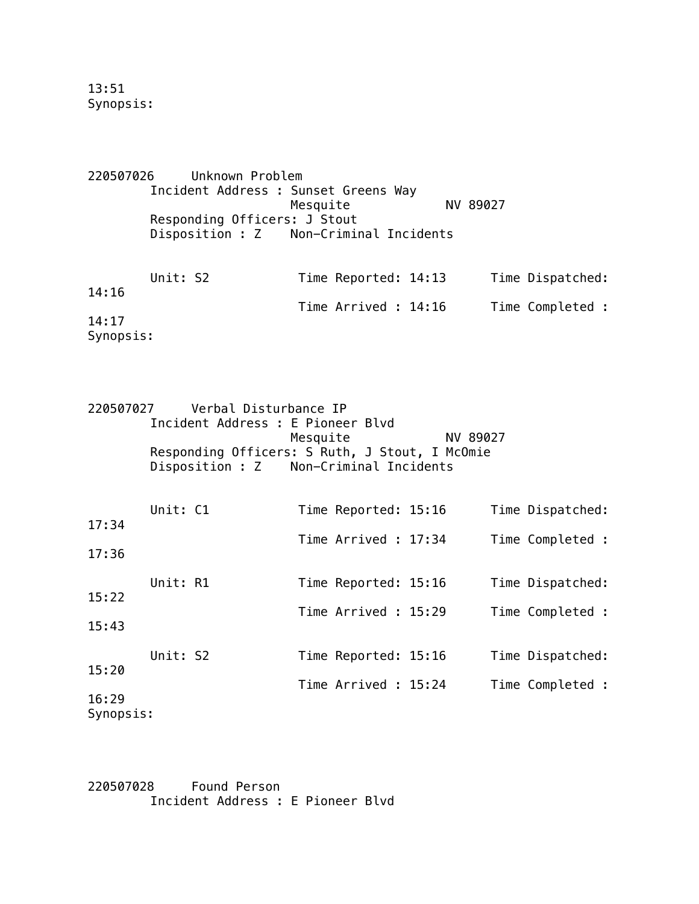13:51
Synopsis:

220507026 Unknown Problem
Incident Address : Sunset Greens Way
Mesquite NV 89027
Responding Officers: J Stout
Disposition : Z Non-Criminal Incidents

Unit: S2 Time Reported: 14:13 Time Dispatched: 14:16
Time Arrived : 14:16 Time Completed : 14:17
Synopsis:

220507027 Verbal Disturbance IP
Incident Address : E Pioneer Blvd
Mesquite NV 89027
Responding Officers: S Ruth, J Stout, I McOmie
Disposition : Z Non-Criminal Incidents

Unit: C1 Time Reported: 15:16 Time Dispatched: 17:34
Time Arrived : 17:34 Time Completed : 17:36

Unit: R1 Time Reported: 15:16 Time Dispatched: 15:22
Time Arrived : 15:29 Time Completed : 15:43

Unit: S2 Time Reported: 15:16 Time Dispatched: 15:20
Time Arrived : 15:24 Time Completed : 16:29
Synopsis:

220507028 Found Person
Incident Address : E Pioneer Blvd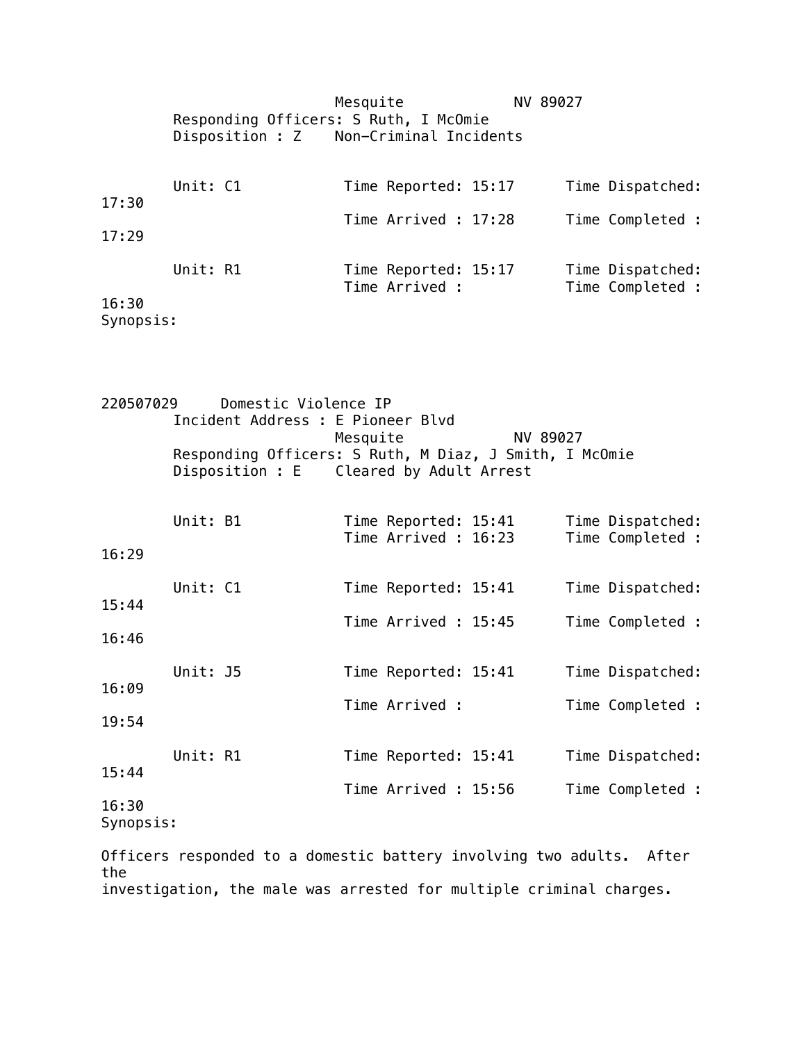Mesquite NV 89027
Responding Officers: S Ruth, I McOmie
Disposition : Z Non-Criminal Incidents

Unit: C1 Time Reported: 15:17 Time Dispatched: 17:30
Time Arrived : 17:28 Time Completed : 17:29

Unit: R1 Time Reported: 15:17 Time Dispatched:
Time Arrived : Time Completed : 16:30

Synopsis:

220507029 Domestic Violence IP
Incident Address : E Pioneer Blvd
Mesquite NV 89027
Responding Officers: S Ruth, M Diaz, J Smith, I McOmie
Disposition : E Cleared by Adult Arrest

Unit: B1 Time Reported: 15:41 Time Dispatched:
Time Arrived : 16:23 Time Completed : 16:29

Unit: C1 Time Reported: 15:41 Time Dispatched: 15:44
Time Arrived : 15:45 Time Completed : 16:46

Unit: J5 Time Reported: 15:41 Time Dispatched: 16:09
Time Arrived : Time Completed : 19:54

Unit: R1 Time Reported: 15:41 Time Dispatched: 15:44
Time Arrived : 15:56 Time Completed : 16:30

Synopsis:

Officers responded to a domestic battery involving two adults. After the investigation, the male was arrested for multiple criminal charges.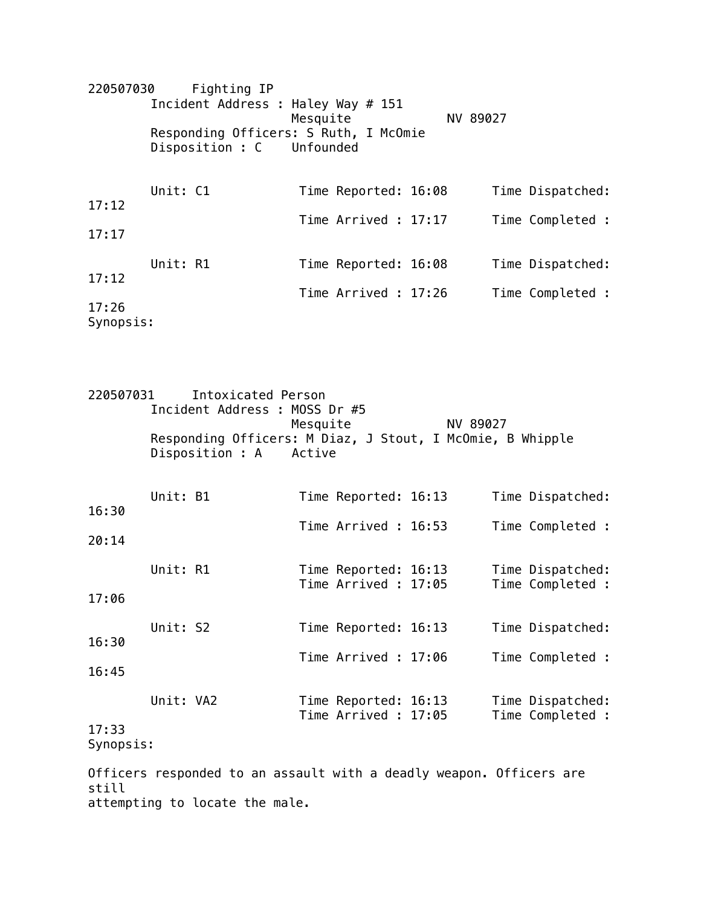220507030 Fighting IP

Incident Address : Haley Way # 151
Mesquite NV 89027

Responding Officers: S Ruth, I McOmie

Disposition : C Unfounded

| Unit | Time Reported | Time Dispatched | Time Arrived | Time Completed |
|---|---|---|---|---|
| C1 | 16:08 | 17:12 | 17:17 | 17:17 |
| R1 | 16:08 | 17:12 | 17:26 | 17:26 |

Synopsis:

220507031 Intoxicated Person

Incident Address : MOSS Dr #5
Mesquite NV 89027

Responding Officers: M Diaz, J Stout, I McOmie, B Whipple

Disposition : A Active

| Unit | Time Reported | Time Dispatched | Time Arrived | Time Completed |
|---|---|---|---|---|
| B1 | 16:13 | 16:30 | 16:53 | 20:14 |
| R1 | 16:13 | | 17:05 | 17:06 |
| S2 | 16:13 | 16:30 | 17:06 | 16:45 |
| VA2 | 16:13 | | 17:05 | 17:33 |

Synopsis:

Officers responded to an assault with a deadly weapon. Officers are still attempting to locate the male.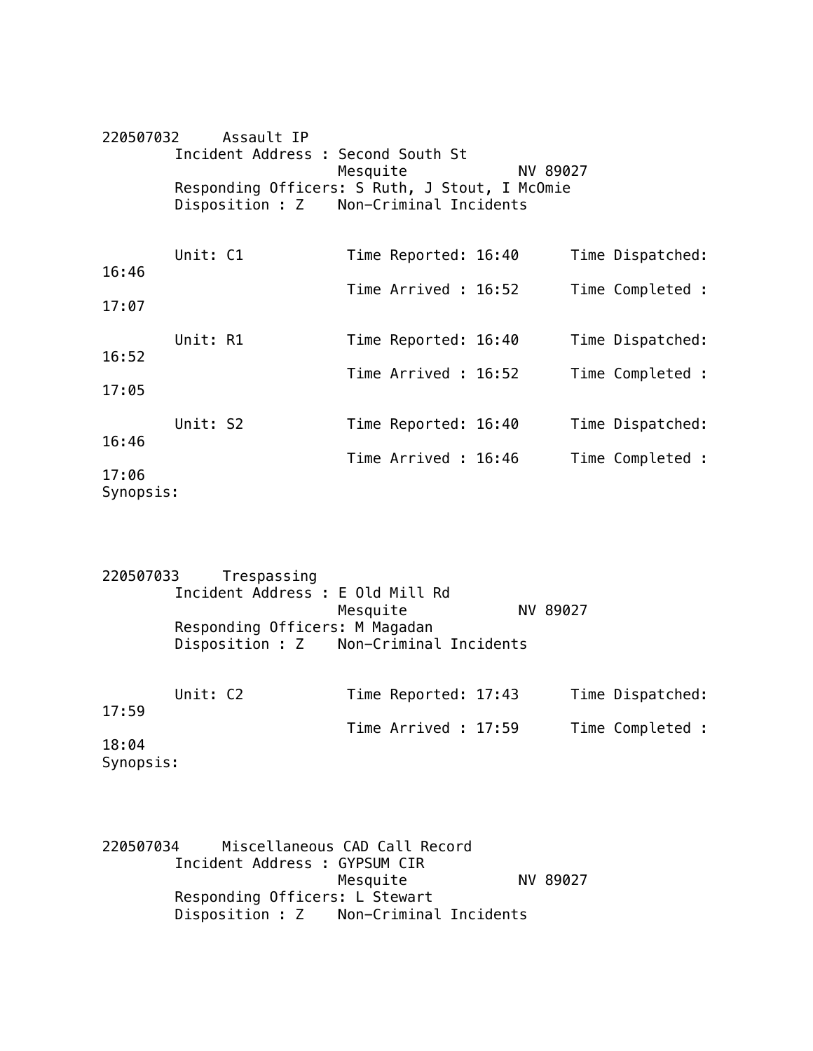220507032 Assault IP
Incident Address : Second South St
Mesquite NV 89027
Responding Officers: S Ruth, J Stout, I McOmie
Disposition : Z Non-Criminal Incidents

Unit: C1 Time Reported: 16:40 Time Dispatched: 16:46
Time Arrived : 16:52 Time Completed : 17:07

Unit: R1 Time Reported: 16:40 Time Dispatched: 16:52
Time Arrived : 16:52 Time Completed : 17:05

Unit: S2 Time Reported: 16:40 Time Dispatched: 16:46
Time Arrived : 16:46 Time Completed : 17:06

Synopsis:

220507033 Trespassing
Incident Address : E Old Mill Rd
Mesquite NV 89027
Responding Officers: M Magadan
Disposition : Z Non-Criminal Incidents

Unit: C2 Time Reported: 17:43 Time Dispatched: 17:59
Time Arrived : 17:59 Time Completed : 18:04

Synopsis:

220507034 Miscellaneous CAD Call Record
Incident Address : GYPSUM CIR
Mesquite NV 89027
Responding Officers: L Stewart
Disposition : Z Non-Criminal Incidents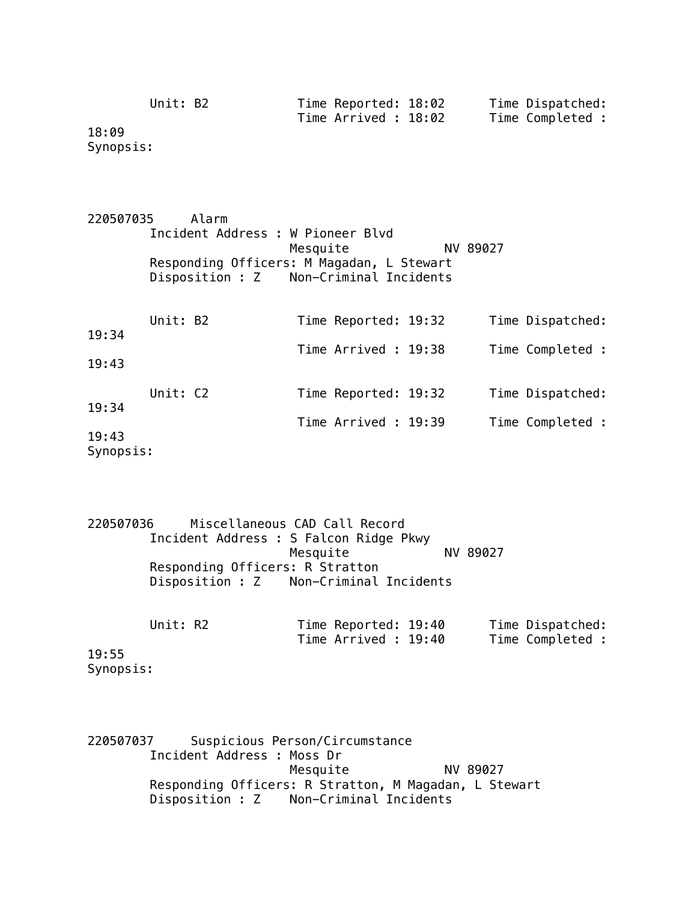Unit: B2 Time Reported: 18:02 Time Dispatched:
Time Arrived : 18:02 Time Completed :
18:09
Synopsis:

220507035 Alarm
Incident Address : W Pioneer Blvd
Mesquite NV 89027
Responding Officers: M Magadan, L Stewart
Disposition : Z Non-Criminal Incidents

Unit: B2 Time Reported: 19:32 Time Dispatched:
19:34
Time Arrived : 19:38 Time Completed :
19:43

Unit: C2 Time Reported: 19:32 Time Dispatched:
19:34
Time Arrived : 19:39 Time Completed :
19:43
Synopsis:

220507036 Miscellaneous CAD Call Record
Incident Address : S Falcon Ridge Pkwy
Mesquite NV 89027
Responding Officers: R Stratton
Disposition : Z Non-Criminal Incidents

Unit: R2 Time Reported: 19:40 Time Dispatched:
Time Arrived : 19:40 Time Completed :
19:55
Synopsis:

220507037 Suspicious Person/Circumstance
Incident Address : Moss Dr
Mesquite NV 89027
Responding Officers: R Stratton, M Magadan, L Stewart
Disposition : Z Non-Criminal Incidents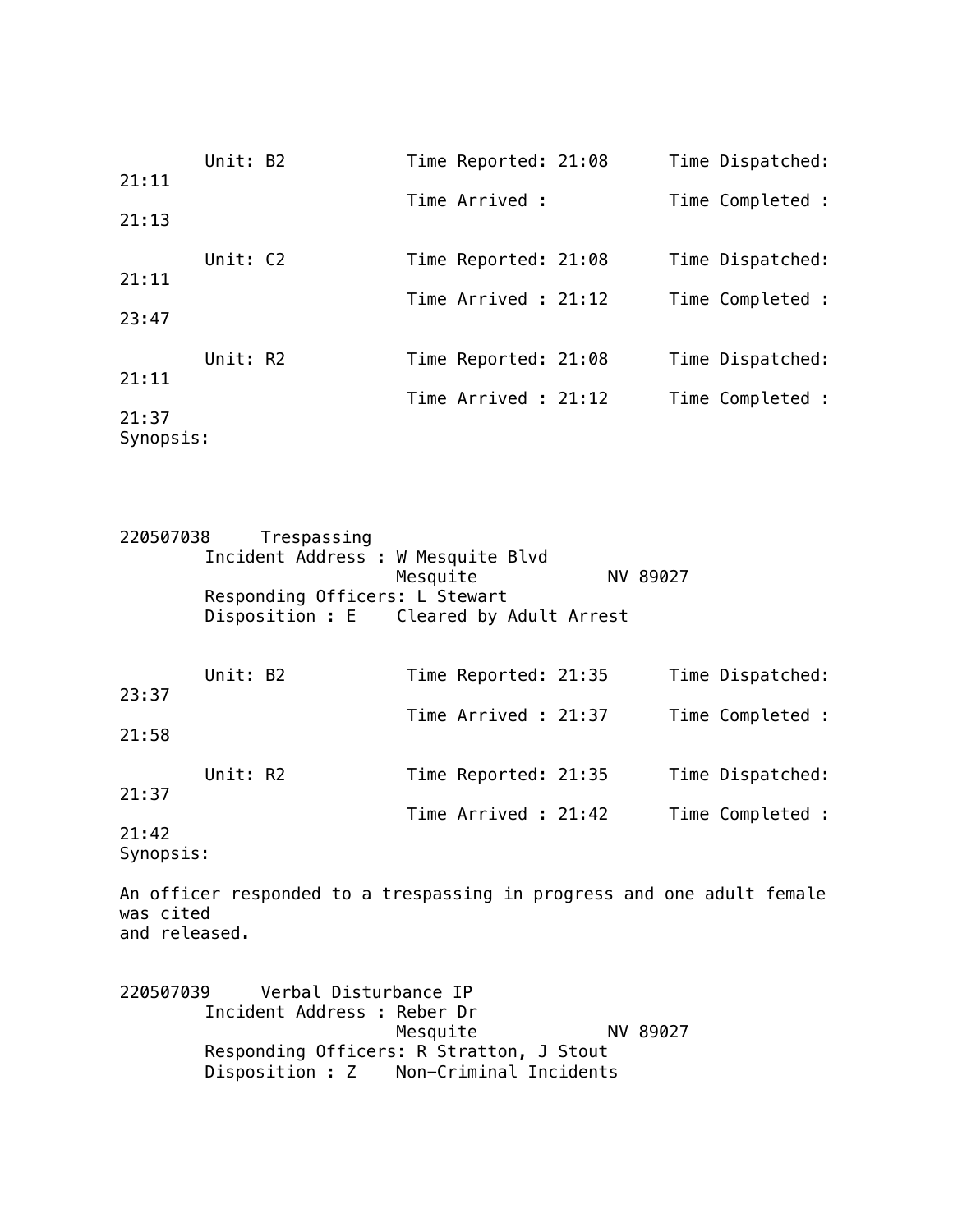Unit: B2 Time Reported: 21:08 Time Dispatched: 21:11
Time Arrived : Time Completed : 21:13

Unit: C2 Time Reported: 21:08 Time Dispatched: 21:11
Time Arrived : 21:12 Time Completed : 23:47

Unit: R2 Time Reported: 21:08 Time Dispatched: 21:11
Time Arrived : 21:12 Time Completed : 21:37

Synopsis:

220507038 Trespassing
Incident Address : W Mesquite Blvd
Mesquite NV 89027
Responding Officers: L Stewart
Disposition : E Cleared by Adult Arrest

Unit: B2 Time Reported: 21:35 Time Dispatched: 23:37
Time Arrived : 21:37 Time Completed : 21:58

Unit: R2 Time Reported: 21:35 Time Dispatched: 21:37
Time Arrived : 21:42 Time Completed : 21:42

Synopsis:

An officer responded to a trespassing in progress and one adult female was cited and released.

220507039 Verbal Disturbance IP
Incident Address : Reber Dr
Mesquite NV 89027
Responding Officers: R Stratton, J Stout
Disposition : Z Non-Criminal Incidents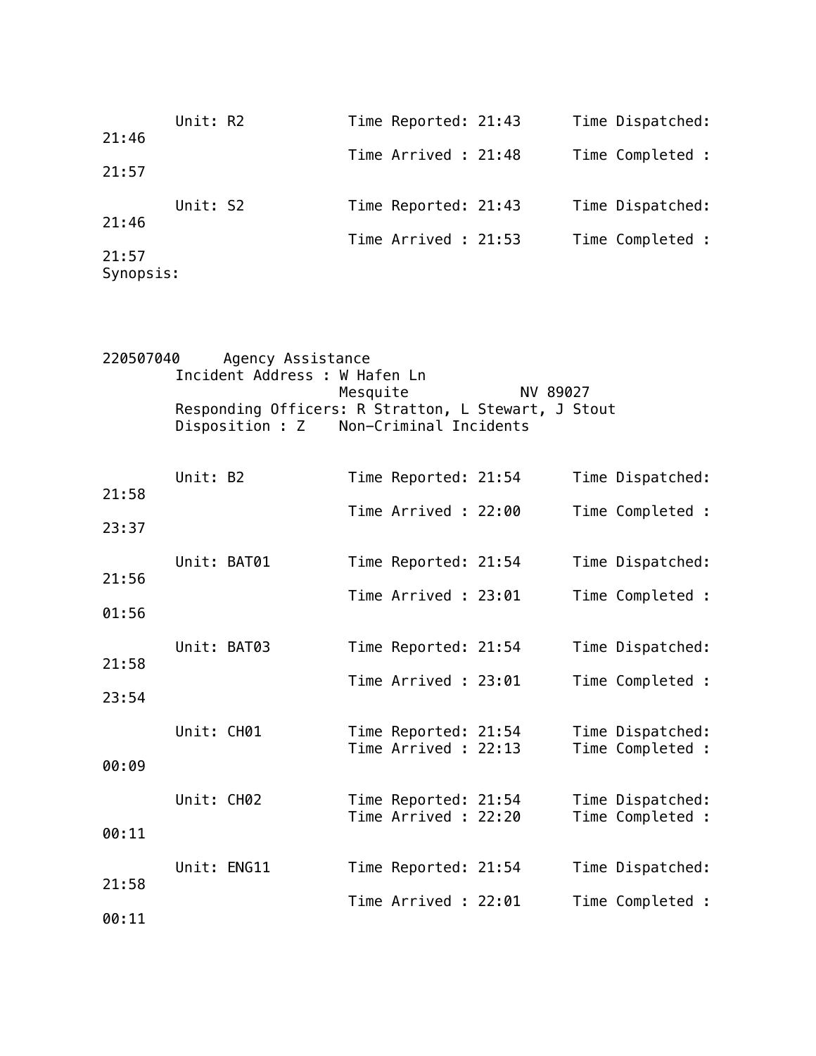Unit: R2 Time Reported: 21:43 Time Dispatched: 21:46
Time Arrived : 21:48 Time Completed : 21:57

Unit: S2 Time Reported: 21:43 Time Dispatched: 21:46
Time Arrived : 21:53 Time Completed : 21:57

Synopsis:

220507040 Agency Assistance
Incident Address : W Hafen Ln
Mesquite NV 89027
Responding Officers: R Stratton, L Stewart, J Stout
Disposition : Z Non-Criminal Incidents

Unit: B2 Time Reported: 21:54 Time Dispatched: 21:58
Time Arrived : 22:00 Time Completed : 23:37

Unit: BAT01 Time Reported: 21:54 Time Dispatched: 21:56
Time Arrived : 23:01 Time Completed : 01:56

Unit: BAT03 Time Reported: 21:54 Time Dispatched: 21:58
Time Arrived : 23:01 Time Completed : 23:54

Unit: CH01 Time Reported: 21:54 Time Dispatched:
Time Arrived : 22:13 Time Completed : 00:09

Unit: CH02 Time Reported: 21:54 Time Dispatched:
Time Arrived : 22:20 Time Completed : 00:11

Unit: ENG11 Time Reported: 21:54 Time Dispatched: 21:58
Time Arrived : 22:01 Time Completed : 00:11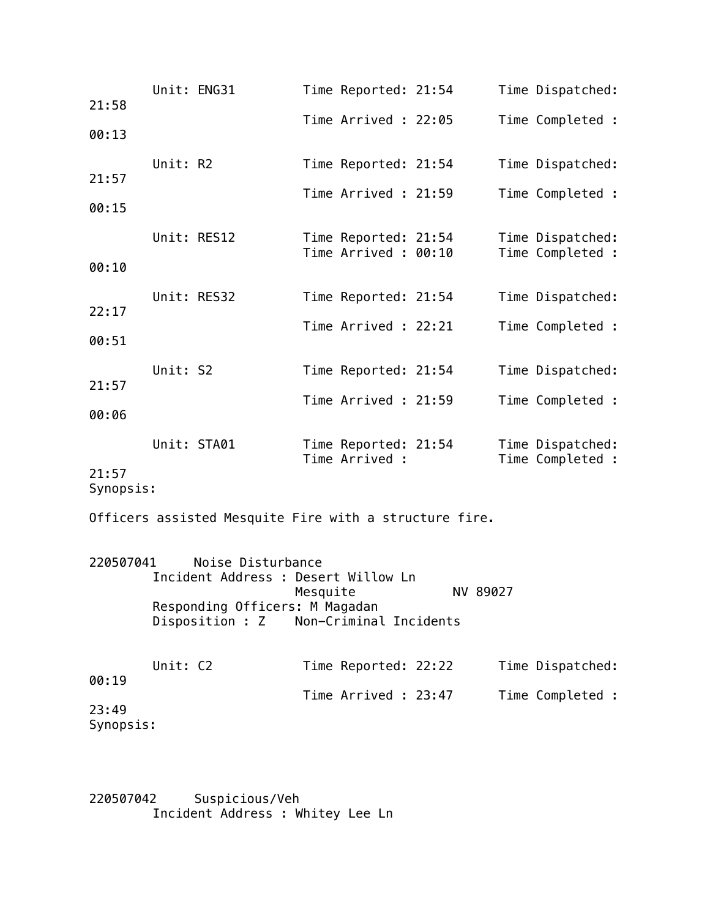Unit: ENG31 Time Reported: 21:54 Time Dispatched: 21:58
Time Arrived : 22:05 Time Completed : 00:13

Unit: R2 Time Reported: 21:54 Time Dispatched: 21:57
Time Arrived : 21:59 Time Completed : 00:15

Unit: RES12 Time Reported: 21:54 Time Dispatched:
Time Arrived : 00:10 Time Completed : 00:10

Unit: RES32 Time Reported: 21:54 Time Dispatched: 22:17
Time Arrived : 22:21 Time Completed : 00:51

Unit: S2 Time Reported: 21:54 Time Dispatched: 21:57
Time Arrived : 21:59 Time Completed : 00:06

Unit: STA01 Time Reported: 21:54 Time Dispatched:
Time Arrived : Time Completed : 21:57

Synopsis:

Officers assisted Mesquite Fire with a structure fire.

220507041 Noise Disturbance
Incident Address : Desert Willow Ln
Mesquite NV 89027
Responding Officers: M Magadan
Disposition : Z Non-Criminal Incidents

Unit: C2 Time Reported: 22:22 Time Dispatched: 00:19
Time Arrived : 23:47 Time Completed : 23:49

Synopsis:

220507042 Suspicious/Veh
Incident Address : Whitey Lee Ln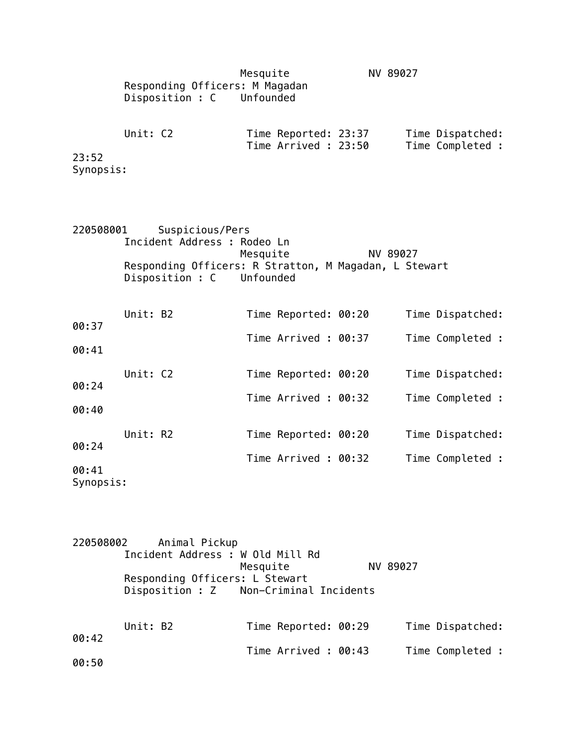Mesquite NV 89027
Responding Officers: M Magadan
Disposition : C Unfounded

Unit: C2 Time Reported: 23:37 Time Dispatched:
Time Arrived : 23:50 Time Completed :
23:52
Synopsis:

220508001 Suspicious/Pers
Incident Address : Rodeo Ln
Mesquite NV 89027
Responding Officers: R Stratton, M Magadan, L Stewart
Disposition : C Unfounded

Unit: B2 Time Reported: 00:20 Time Dispatched:
00:37
Time Arrived : 00:37 Time Completed :
00:41

Unit: C2 Time Reported: 00:20 Time Dispatched:
00:24
Time Arrived : 00:32 Time Completed :
00:40

Unit: R2 Time Reported: 00:20 Time Dispatched:
00:24
Time Arrived : 00:32 Time Completed :
00:41
Synopsis:

220508002 Animal Pickup
Incident Address : W Old Mill Rd
Mesquite NV 89027
Responding Officers: L Stewart
Disposition : Z Non-Criminal Incidents

Unit: B2 Time Reported: 00:29 Time Dispatched:
00:42
Time Arrived : 00:43 Time Completed :
00:50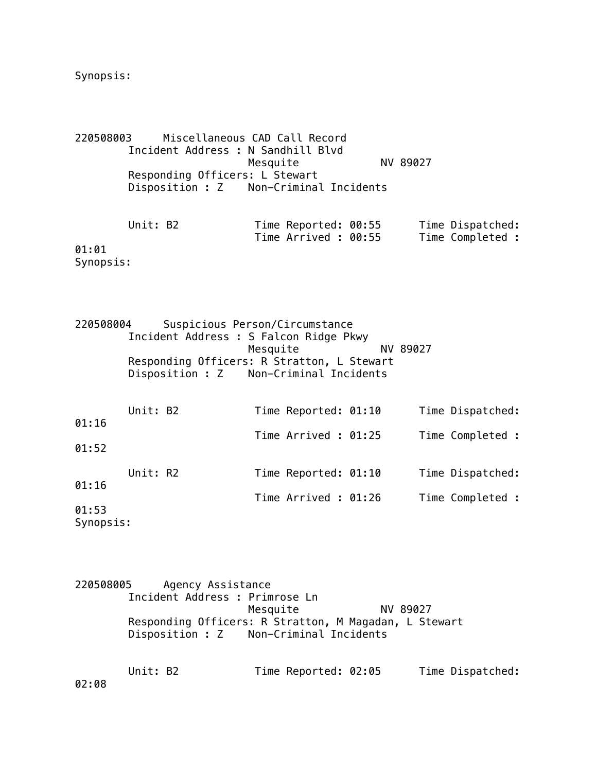Synopsis:

220508003 Miscellaneous CAD Call Record
Incident Address : N Sandhill Blvd
Mesquite NV 89027
Responding Officers: L Stewart
Disposition : Z Non-Criminal Incidents

Unit: B2 Time Reported: 00:55 Time Dispatched:
Time Arrived : 00:55 Time Completed : 01:01
Synopsis:

220508004 Suspicious Person/Circumstance
Incident Address : S Falcon Ridge Pkwy
Mesquite NV 89027
Responding Officers: R Stratton, L Stewart
Disposition : Z Non-Criminal Incidents

Unit: B2 Time Reported: 01:10 Time Dispatched: 01:16
Time Arrived : 01:25 Time Completed : 01:52

Unit: R2 Time Reported: 01:10 Time Dispatched: 01:16
Time Arrived : 01:26 Time Completed : 01:53
Synopsis:

220508005 Agency Assistance
Incident Address : Primrose Ln
Mesquite NV 89027
Responding Officers: R Stratton, M Magadan, L Stewart
Disposition : Z Non-Criminal Incidents

Unit: B2 Time Reported: 02:05 Time Dispatched: 02:08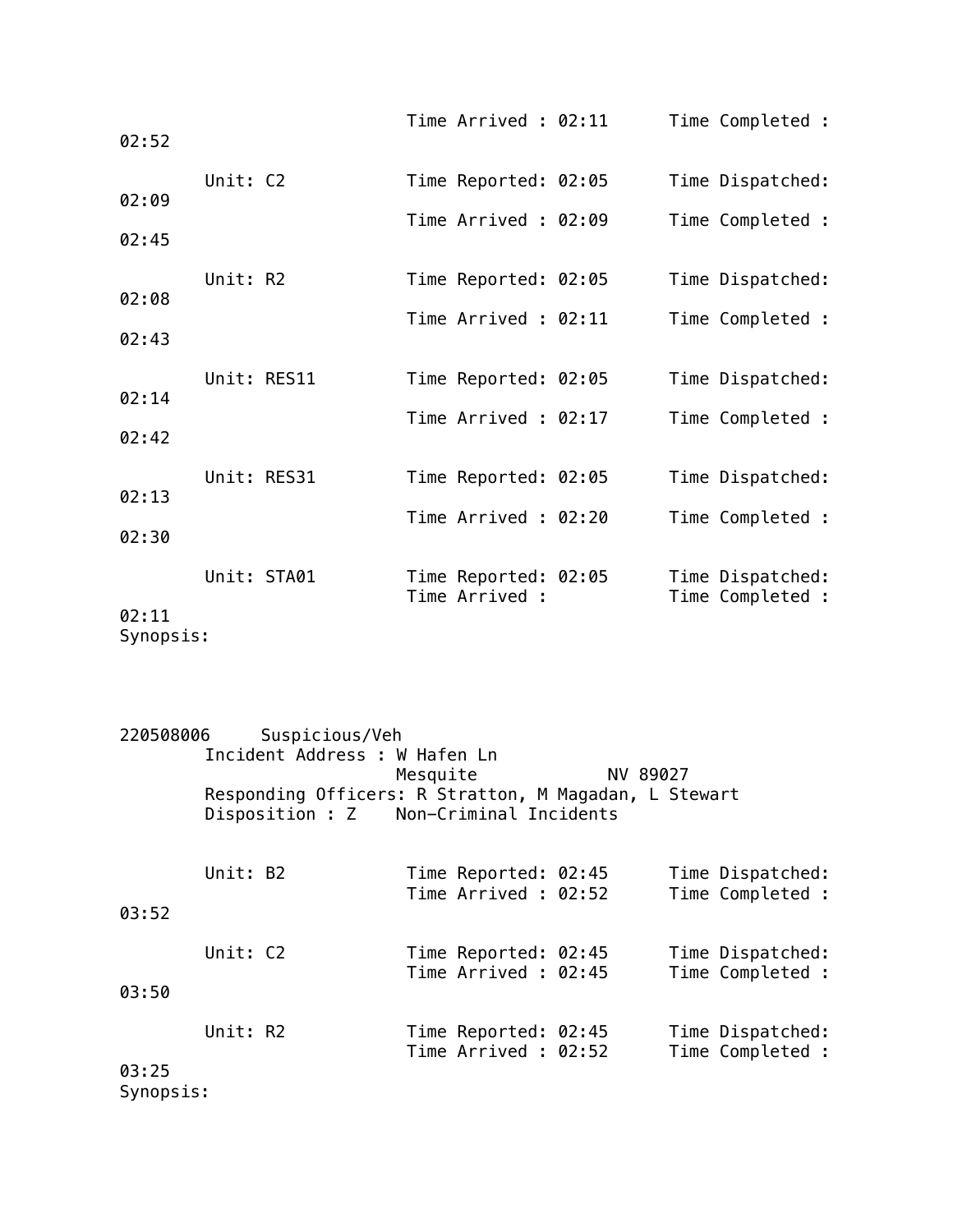```
                              Time Arrived : 02:11      Time Completed :
02:52

        Unit: C2              Time Reported: 02:05      Time Dispatched:
02:09
                              Time Arrived : 02:09      Time Completed :
02:45

        Unit: R2              Time Reported: 02:05      Time Dispatched:
02:08
                              Time Arrived : 02:11      Time Completed :
02:43

        Unit: RES11           Time Reported: 02:05      Time Dispatched:
02:14
                              Time Arrived : 02:17      Time Completed :
02:42

        Unit: RES31           Time Reported: 02:05      Time Dispatched:
02:13
                              Time Arrived : 02:20      Time Completed :
02:30

        Unit: STA01           Time Reported: 02:05      Time Dispatched:
                              Time Arrived :            Time Completed :
02:11
Synopsis:



220508006     Suspicious/Veh
        Incident Address : W Hafen Ln
                           Mesquite             NV 89027
        Responding Officers: R Stratton, M Magadan, L Stewart
        Disposition : Z    Non-Criminal Incidents


        Unit: B2              Time Reported: 02:45      Time Dispatched:
                              Time Arrived : 02:52      Time Completed :
03:52

        Unit: C2              Time Reported: 02:45      Time Dispatched:
                              Time Arrived : 02:45      Time Completed :
03:50

        Unit: R2              Time Reported: 02:45      Time Dispatched:
                              Time Arrived : 02:52      Time Completed :
03:25
Synopsis:
```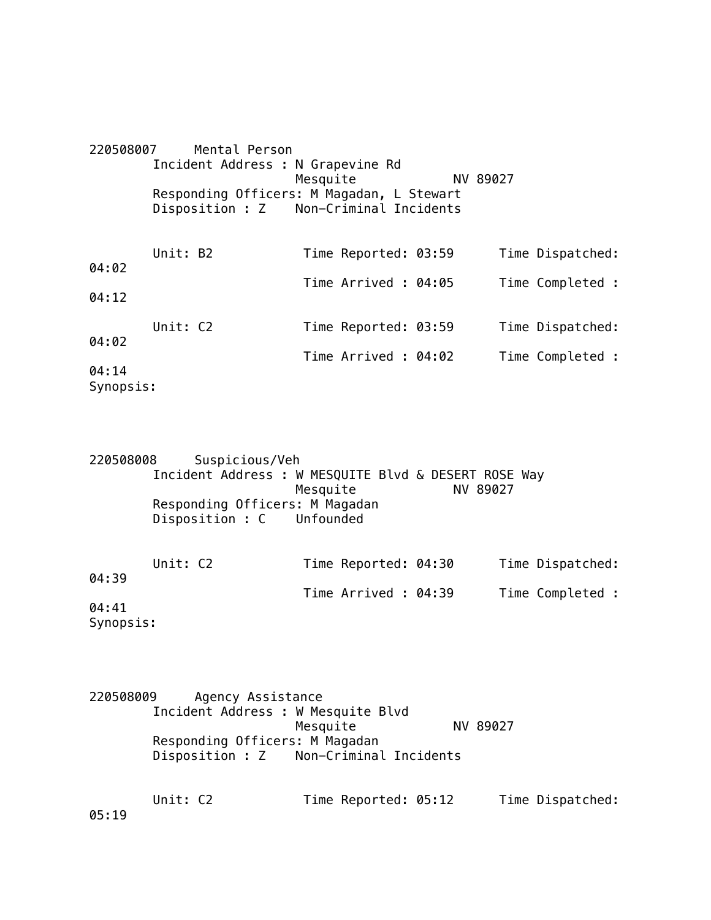220508007     Mental Person
Incident Address : N Grapevine Rd
Mesquite             NV 89027
Responding Officers: M Magadan, L Stewart
Disposition : Z    Non-Criminal Incidents

Unit: B2            Time Reported: 03:59      Time Dispatched: 04:02
Time Arrived : 04:05      Time Completed : 04:12

Unit: C2            Time Reported: 03:59      Time Dispatched: 04:02
Time Arrived : 04:02      Time Completed : 04:14

Synopsis:

220508008     Suspicious/Veh
Incident Address : W MESQUITE Blvd & DESERT ROSE Way
Mesquite             NV 89027
Responding Officers: M Magadan
Disposition : C    Unfounded

Unit: C2            Time Reported: 04:30      Time Dispatched: 04:39
Time Arrived : 04:39      Time Completed : 04:41

Synopsis:

220508009     Agency Assistance
Incident Address : W Mesquite Blvd
Mesquite             NV 89027
Responding Officers: M Magadan
Disposition : Z    Non-Criminal Incidents

Unit: C2            Time Reported: 05:12      Time Dispatched: 05:19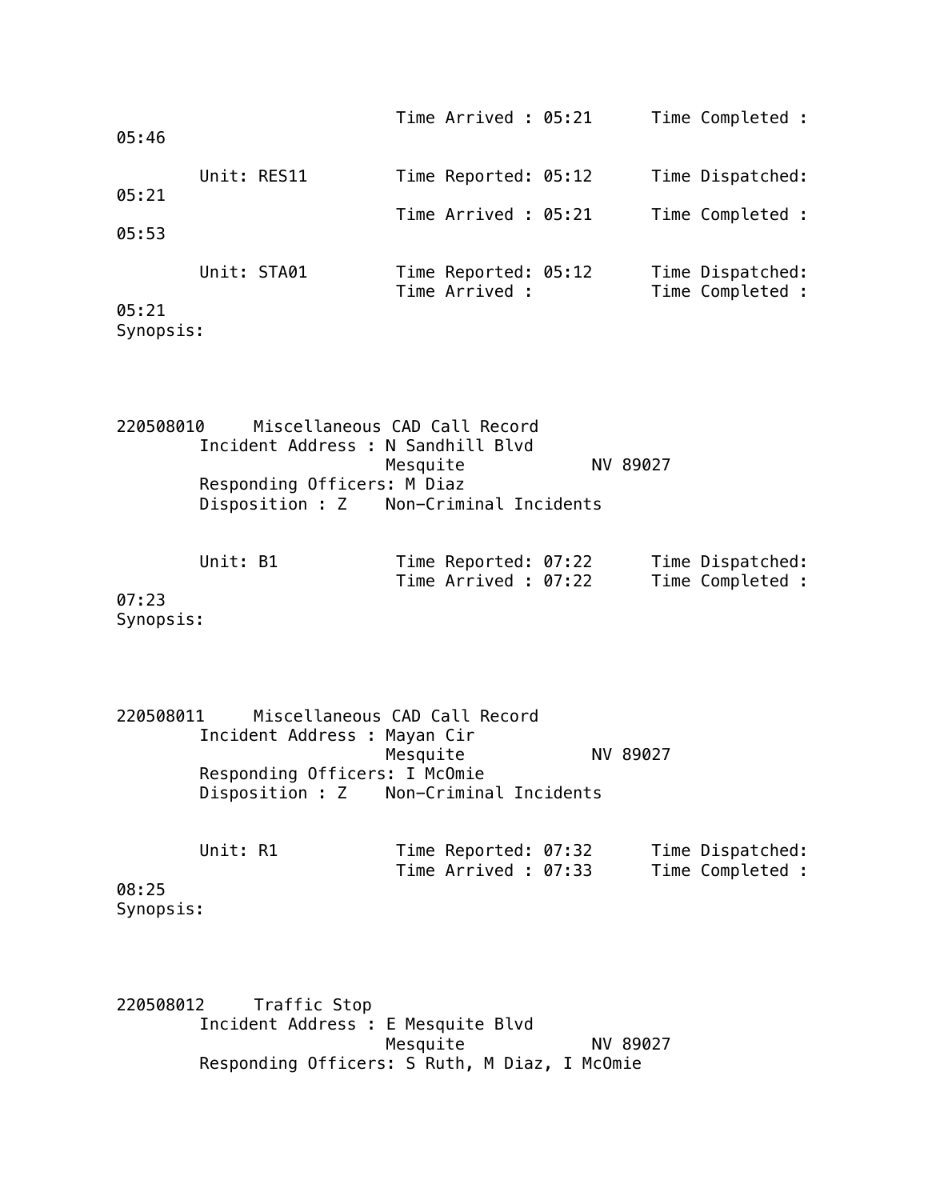```
                         Time Arrived : 05:21      Time Completed :
05:46

       Unit: RES11       Time Reported: 05:12      Time Dispatched:
05:21
                         Time Arrived : 05:21      Time Completed :
05:53

       Unit: STA01       Time Reported: 05:12      Time Dispatched:
                         Time Arrived :            Time Completed :
05:21
Synopsis:



220508010     Miscellaneous CAD Call Record
        Incident Address : N Sandhill Blvd
                          Mesquite             NV 89027
        Responding Officers: M Diaz
        Disposition : Z    Non-Criminal Incidents


       Unit: B1          Time Reported: 07:22      Time Dispatched:
                         Time Arrived : 07:22      Time Completed :
07:23
Synopsis:



220508011     Miscellaneous CAD Call Record
        Incident Address : Mayan Cir
                          Mesquite             NV 89027
        Responding Officers: I McOmie
        Disposition : Z    Non-Criminal Incidents


       Unit: R1          Time Reported: 07:32      Time Dispatched:
                         Time Arrived : 07:33      Time Completed :
08:25
Synopsis:



220508012     Traffic Stop
        Incident Address : E Mesquite Blvd
                          Mesquite             NV 89027
        Responding Officers: S Ruth, M Diaz, I McOmie
```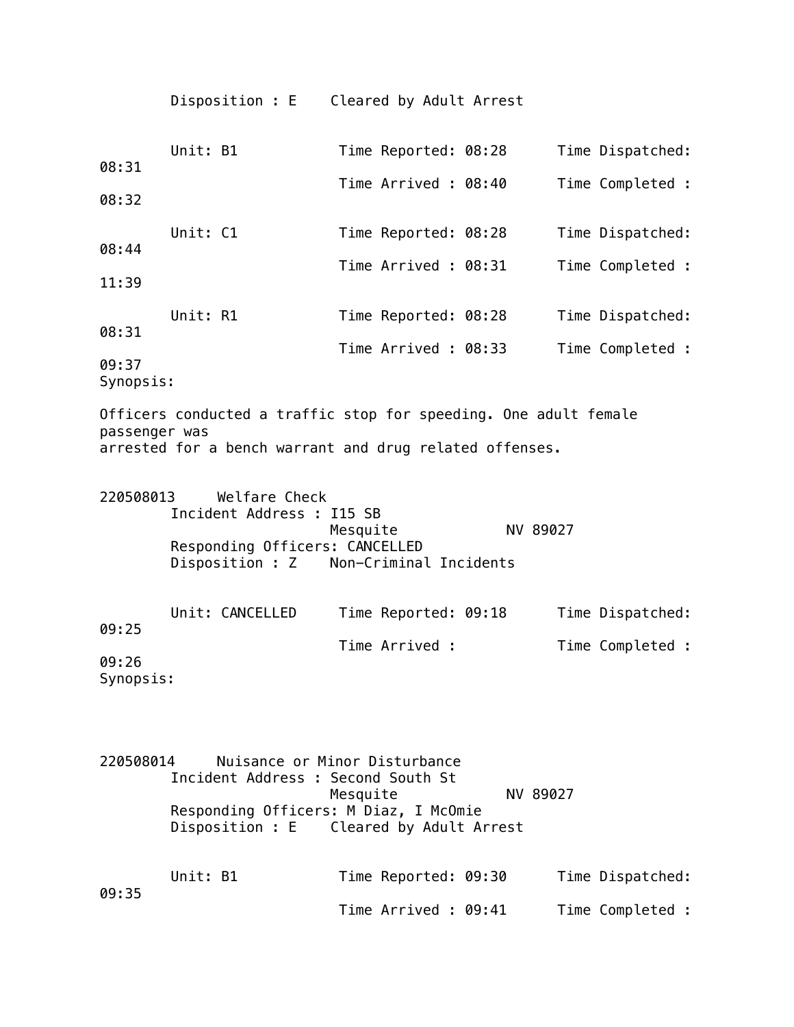Disposition : E    Cleared by Adult Arrest

Unit: B1    Time Reported: 08:28    Time Dispatched: 08:31
Time Arrived : 08:40    Time Completed : 08:32

Unit: C1    Time Reported: 08:28    Time Dispatched: 08:44
Time Arrived : 08:31    Time Completed : 11:39

Unit: R1    Time Reported: 08:28    Time Dispatched: 08:31
Time Arrived : 08:33    Time Completed : 09:37

Synopsis:

Officers conducted a traffic stop for speeding. One adult female passenger was arrested for a bench warrant and drug related offenses.

220508013    Welfare Check

Incident Address : I15 SB
Mesquite    NV 89027
Responding Officers: CANCELLED
Disposition : Z    Non-Criminal Incidents

Unit: CANCELLED    Time Reported: 09:18    Time Dispatched: 09:25
Time Arrived :    Time Completed : 09:26

Synopsis:

220508014    Nuisance or Minor Disturbance

Incident Address : Second South St
Mesquite    NV 89027
Responding Officers: M Diaz, I McOmie
Disposition : E    Cleared by Adult Arrest

Unit: B1    Time Reported: 09:30    Time Dispatched: 09:35
Time Arrived : 09:41    Time Completed :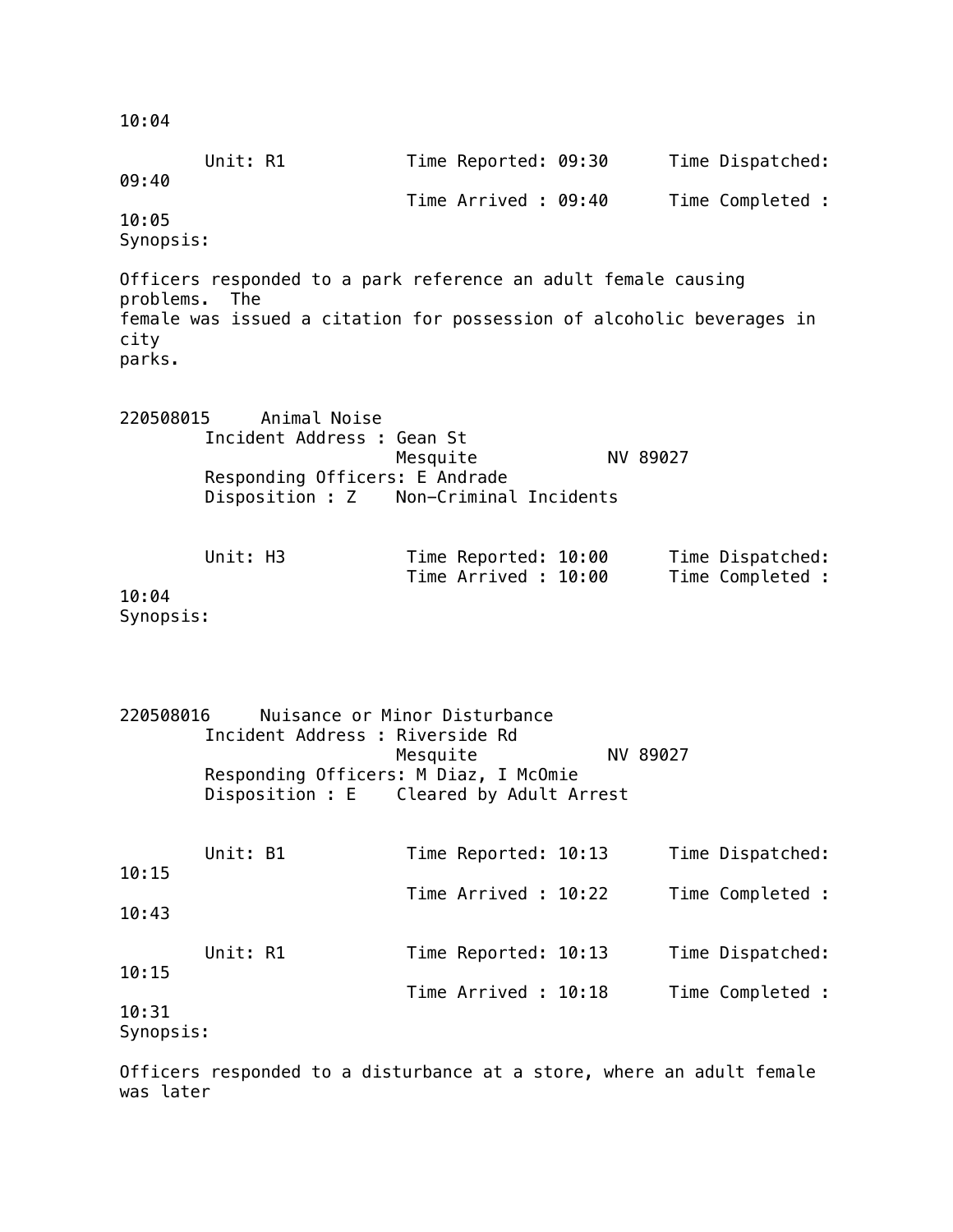10:04

Unit: R1    Time Reported: 09:30    Time Dispatched: 09:40
Time Arrived : 09:40    Time Completed : 10:05

Synopsis:

Officers responded to a park reference an adult female causing problems. The female was issued a citation for possession of alcoholic beverages in city parks.

220508015    Animal Noise
Incident Address : Gean St
Mesquite    NV 89027
Responding Officers: E Andrade
Disposition : Z    Non-Criminal Incidents

Unit: H3    Time Reported: 10:00    Time Dispatched:
Time Arrived : 10:00    Time Completed : 10:04

Synopsis:

220508016    Nuisance or Minor Disturbance
Incident Address : Riverside Rd
Mesquite    NV 89027
Responding Officers: M Diaz, I McOmie
Disposition : E    Cleared by Adult Arrest

Unit: B1    Time Reported: 10:13    Time Dispatched: 10:15
Time Arrived : 10:22    Time Completed : 10:43

Unit: R1    Time Reported: 10:13    Time Dispatched: 10:15
Time Arrived : 10:18    Time Completed : 10:31

Synopsis:

Officers responded to a disturbance at a store, where an adult female was later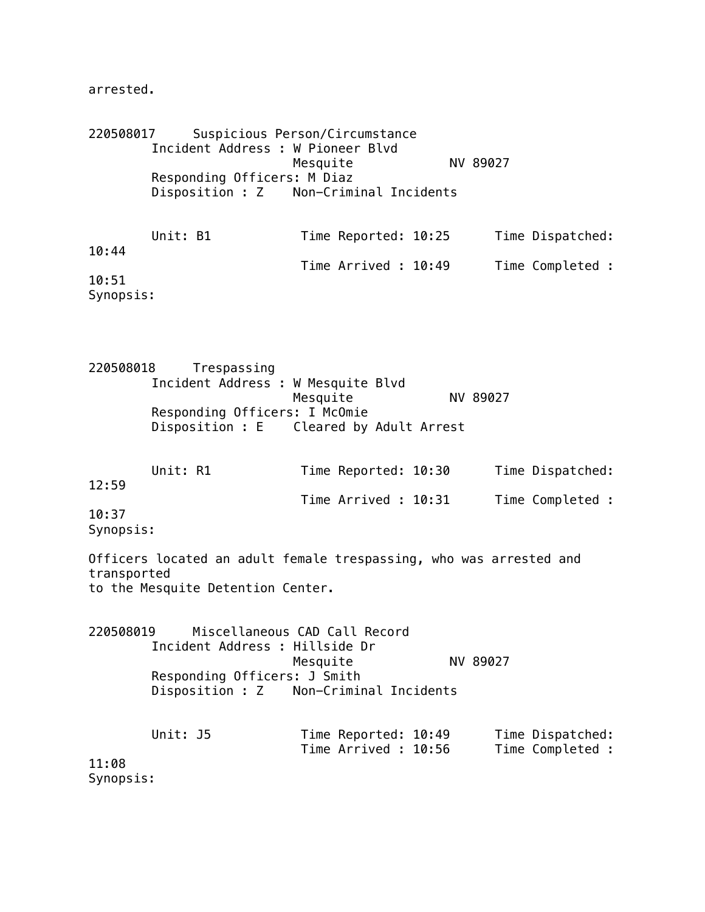arrested.

220508017 Suspicious Person/Circumstance
Incident Address : W Pioneer Blvd
Mesquite NV 89027
Responding Officers: M Diaz
Disposition : Z Non-Criminal Incidents

Unit: B1 Time Reported: 10:25 Time Dispatched: 10:44
Time Arrived : 10:49 Time Completed : 10:51
Synopsis:

220508018 Trespassing
Incident Address : W Mesquite Blvd
Mesquite NV 89027
Responding Officers: I McOmie
Disposition : E Cleared by Adult Arrest

Unit: R1 Time Reported: 10:30 Time Dispatched: 12:59
Time Arrived : 10:31 Time Completed : 10:37
Synopsis:

Officers located an adult female trespassing, who was arrested and transported
to the Mesquite Detention Center.

220508019 Miscellaneous CAD Call Record
Incident Address : Hillside Dr
Mesquite NV 89027
Responding Officers: J Smith
Disposition : Z Non-Criminal Incidents

Unit: J5 Time Reported: 10:49 Time Dispatched:
Time Arrived : 10:56 Time Completed : 11:08
Synopsis: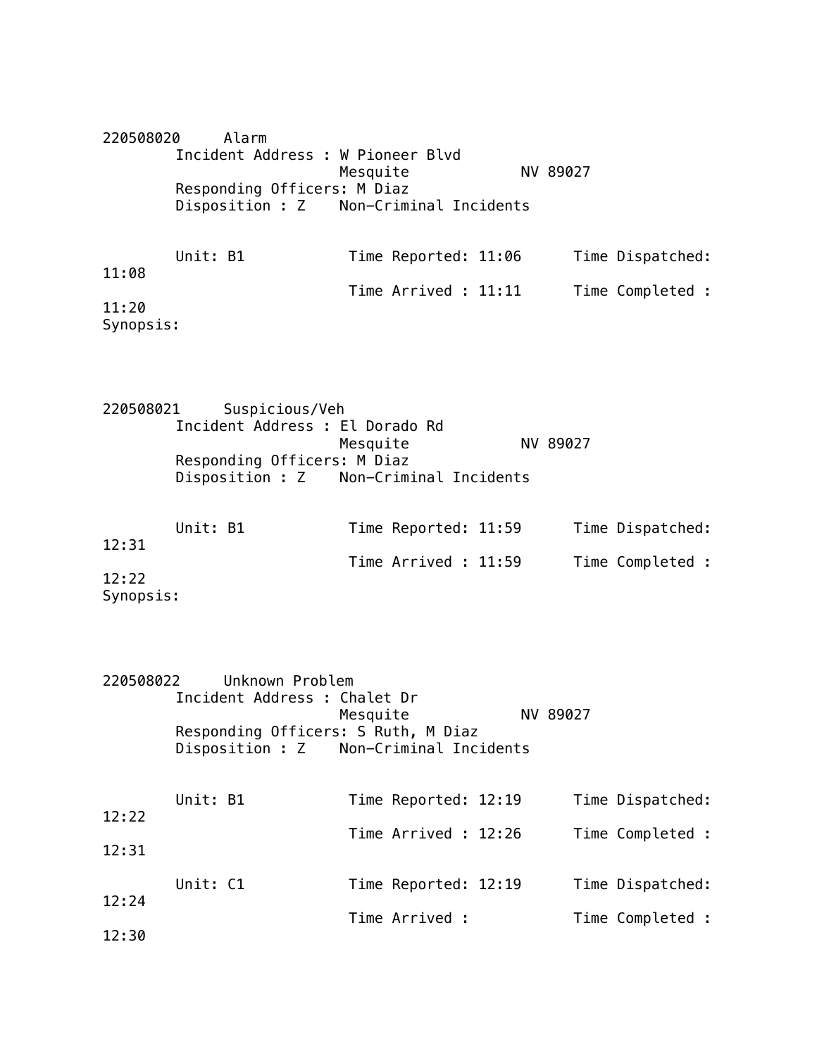220508020 Alarm
Incident Address : W Pioneer Blvd
Mesquite NV 89027
Responding Officers: M Diaz
Disposition : Z Non-Criminal Incidents

Unit: B1 Time Reported: 11:06 Time Dispatched: 11:08
Time Arrived : 11:11 Time Completed : 11:20

Synopsis:

220508021 Suspicious/Veh
Incident Address : El Dorado Rd
Mesquite NV 89027
Responding Officers: M Diaz
Disposition : Z Non-Criminal Incidents

Unit: B1 Time Reported: 11:59 Time Dispatched: 12:31
Time Arrived : 11:59 Time Completed : 12:22

Synopsis:

220508022 Unknown Problem
Incident Address : Chalet Dr
Mesquite NV 89027
Responding Officers: S Ruth, M Diaz
Disposition : Z Non-Criminal Incidents

Unit: B1 Time Reported: 12:19 Time Dispatched: 12:22
Time Arrived : 12:26 Time Completed : 12:31

Unit: C1 Time Reported: 12:19 Time Dispatched: 12:24
Time Arrived : Time Completed : 12:30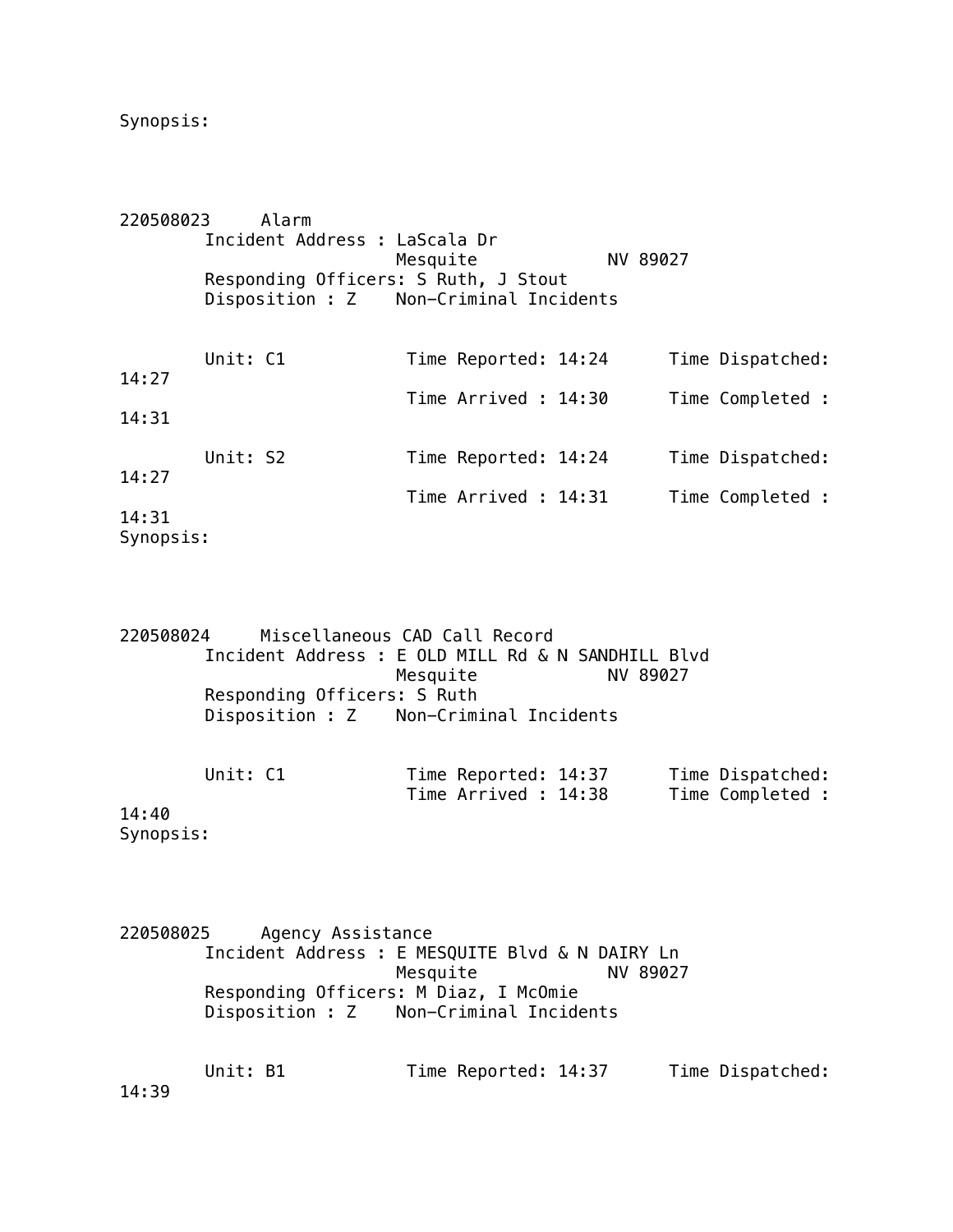Synopsis:

220508023 Alarm

Incident Address : LaScala Dr
Mesquite NV 89027
Responding Officers: S Ruth, J Stout
Disposition : Z Non-Criminal Incidents

Unit: C1 Time Reported: 14:24 Time Dispatched: 14:27
Time Arrived : 14:30 Time Completed : 14:31

Unit: S2 Time Reported: 14:24 Time Dispatched: 14:27
Time Arrived : 14:31 Time Completed : 14:31

Synopsis:

220508024 Miscellaneous CAD Call Record

Incident Address : E OLD MILL Rd & N SANDHILL Blvd
Mesquite NV 89027
Responding Officers: S Ruth
Disposition : Z Non-Criminal Incidents

Unit: C1 Time Reported: 14:37 Time Dispatched:
Time Arrived : 14:38 Time Completed : 14:40

Synopsis:

220508025 Agency Assistance

Incident Address : E MESQUITE Blvd & N DAIRY Ln
Mesquite NV 89027
Responding Officers: M Diaz, I McOmie
Disposition : Z Non-Criminal Incidents

Unit: B1 Time Reported: 14:37 Time Dispatched: 14:39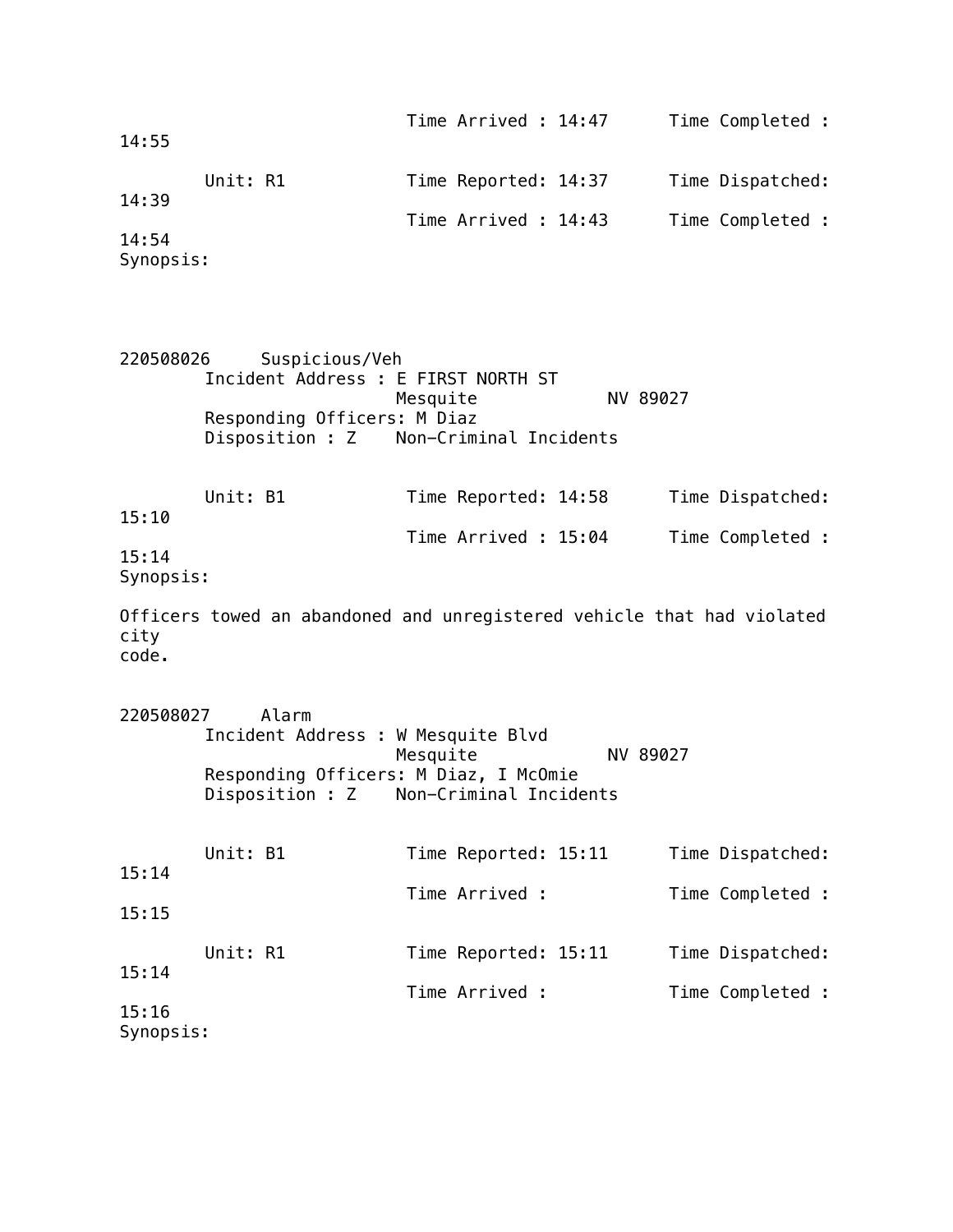Time Arrived : 14:47 Time Completed : 14:55

Unit: R1 Time Reported: 14:37 Time Dispatched: 14:39
Time Arrived : 14:43 Time Completed : 14:54

Synopsis:

220508026 Suspicious/Veh

Incident Address : E FIRST NORTH ST
Mesquite NV 89027
Responding Officers: M Diaz
Disposition : Z Non-Criminal Incidents

Unit: B1 Time Reported: 14:58 Time Dispatched: 15:10
Time Arrived : 15:04 Time Completed : 15:14

Synopsis:

Officers towed an abandoned and unregistered vehicle that had violated city code.

220508027 Alarm

Incident Address : W Mesquite Blvd
Mesquite NV 89027
Responding Officers: M Diaz, I McOmie
Disposition : Z Non-Criminal Incidents

Unit: B1 Time Reported: 15:11 Time Dispatched: 15:14
Time Arrived : Time Completed : 15:15

Unit: R1 Time Reported: 15:11 Time Dispatched: 15:14
Time Arrived : Time Completed : 15:16

Synopsis: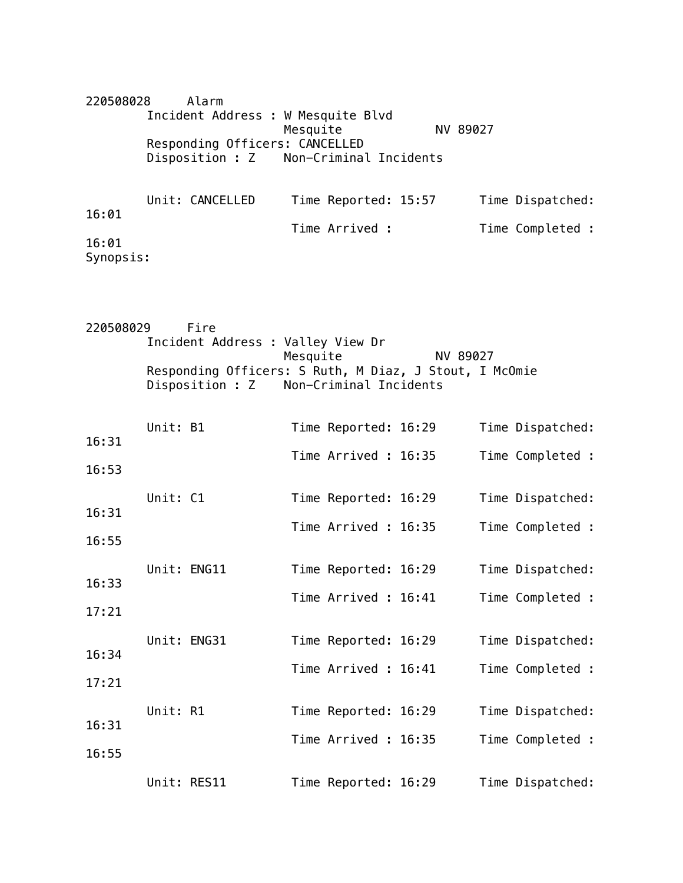220508028 Alarm

Incident Address : W Mesquite Blvd
Mesquite NV 89027
Responding Officers: CANCELLED
Disposition : Z Non-Criminal Incidents

Unit: CANCELLED Time Reported: 15:57 Time Dispatched: 16:01
Time Arrived : Time Completed : 16:01

Synopsis:

220508029 Fire

Incident Address : Valley View Dr
Mesquite NV 89027
Responding Officers: S Ruth, M Diaz, J Stout, I McOmie
Disposition : Z Non-Criminal Incidents

Unit: B1 Time Reported: 16:29 Time Dispatched: 16:31
Time Arrived : 16:35 Time Completed : 16:53

Unit: C1 Time Reported: 16:29 Time Dispatched: 16:31
Time Arrived : 16:35 Time Completed : 16:55

Unit: ENG11 Time Reported: 16:29 Time Dispatched: 16:33
Time Arrived : 16:41 Time Completed : 17:21

Unit: ENG31 Time Reported: 16:29 Time Dispatched: 16:34
Time Arrived : 16:41 Time Completed : 17:21

Unit: R1 Time Reported: 16:29 Time Dispatched: 16:31
Time Arrived : 16:35 Time Completed : 16:55

Unit: RES11 Time Reported: 16:29 Time Dispatched: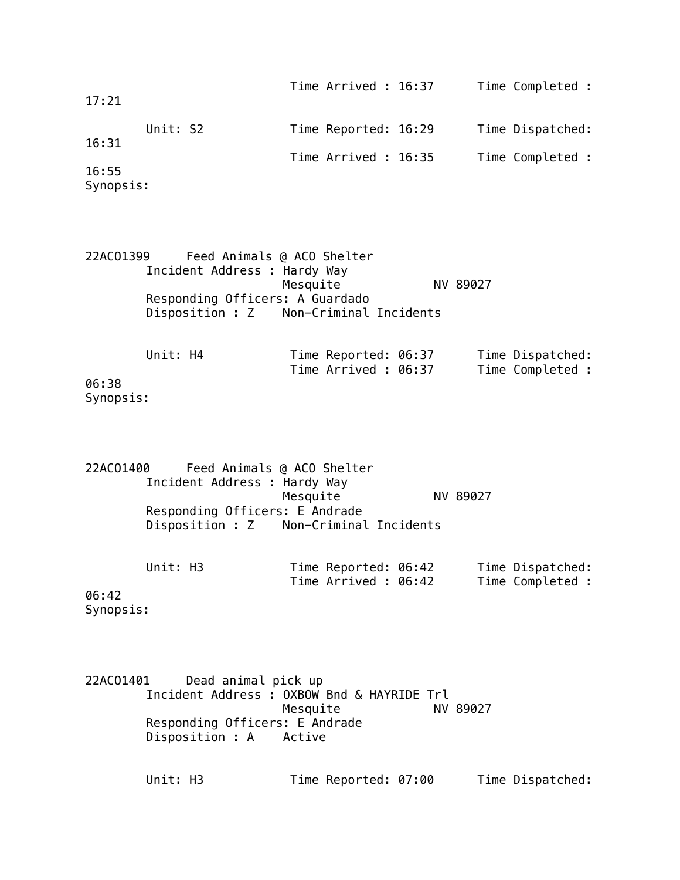Time Arrived : 16:37 Time Completed : 17:21

Unit: S2 Time Reported: 16:29 Time Dispatched: 16:31
Time Arrived : 16:35 Time Completed : 16:55
Synopsis:

22ACO1399 Feed Animals @ ACO Shelter
Incident Address : Hardy Way
Mesquite NV 89027
Responding Officers: A Guardado
Disposition : Z Non-Criminal Incidents

Unit: H4 Time Reported: 06:37 Time Dispatched:
Time Arrived : 06:37 Time Completed : 06:38
Synopsis:

22ACO1400 Feed Animals @ ACO Shelter
Incident Address : Hardy Way
Mesquite NV 89027
Responding Officers: E Andrade
Disposition : Z Non-Criminal Incidents

Unit: H3 Time Reported: 06:42 Time Dispatched:
Time Arrived : 06:42 Time Completed : 06:42
Synopsis:

22ACO1401 Dead animal pick up
Incident Address : OXBOW Bnd & HAYRIDE Trl
Mesquite NV 89027
Responding Officers: E Andrade
Disposition : A Active

Unit: H3 Time Reported: 07:00 Time Dispatched: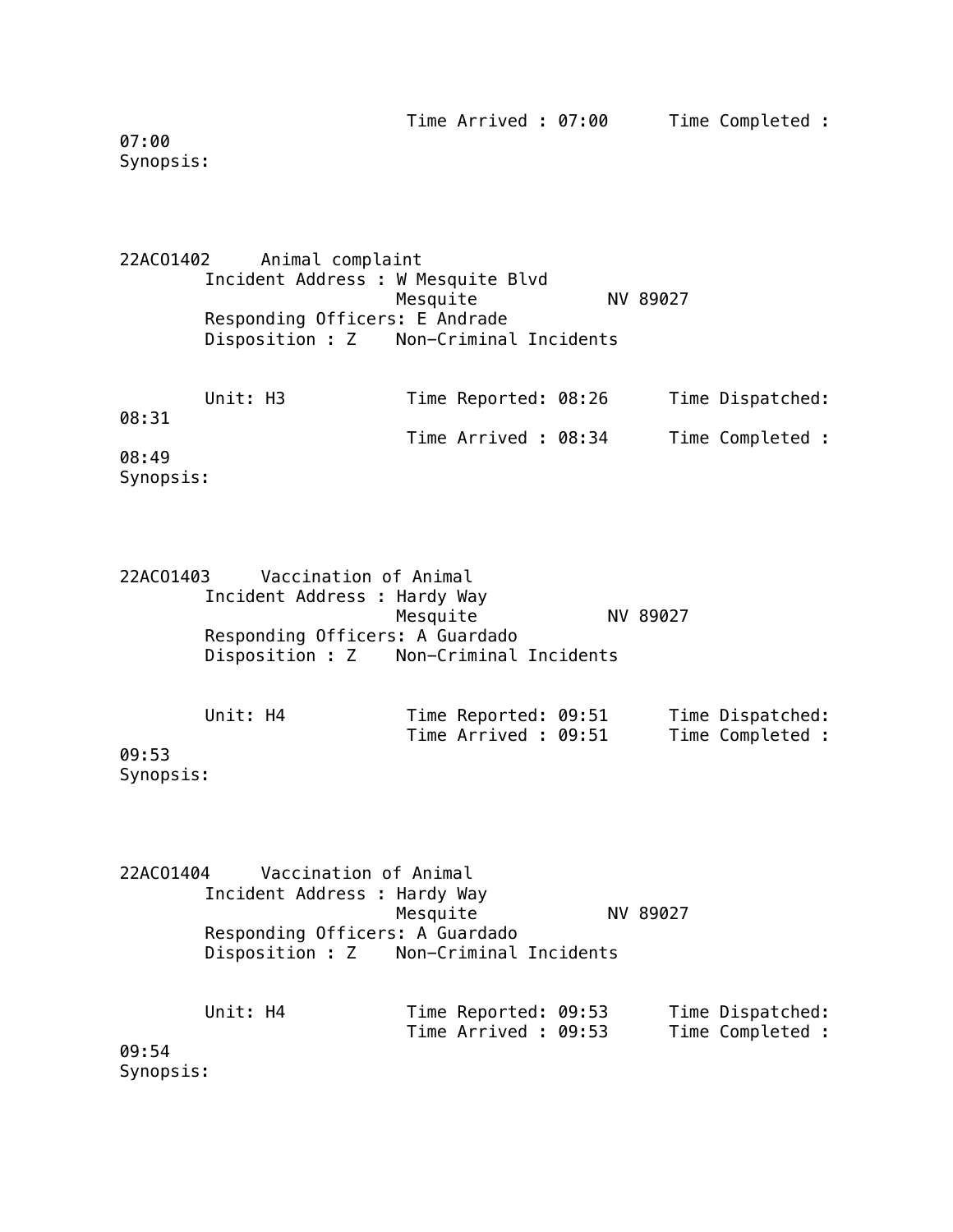Time Arrived : 07:00 Time Completed : 07:00
Synopsis:

22ACO1402 Animal complaint
Incident Address : W Mesquite Blvd
Mesquite NV 89027
Responding Officers: E Andrade
Disposition : Z Non-Criminal Incidents

Unit: H3 Time Reported: 08:26 Time Dispatched: 08:31
Time Arrived : 08:34 Time Completed : 08:49
Synopsis:

22ACO1403 Vaccination of Animal
Incident Address : Hardy Way
Mesquite NV 89027
Responding Officers: A Guardado
Disposition : Z Non-Criminal Incidents

Unit: H4 Time Reported: 09:51 Time Dispatched:
Time Arrived : 09:51 Time Completed : 09:53
Synopsis:

22ACO1404 Vaccination of Animal
Incident Address : Hardy Way
Mesquite NV 89027
Responding Officers: A Guardado
Disposition : Z Non-Criminal Incidents

Unit: H4 Time Reported: 09:53 Time Dispatched:
Time Arrived : 09:53 Time Completed : 09:54
Synopsis: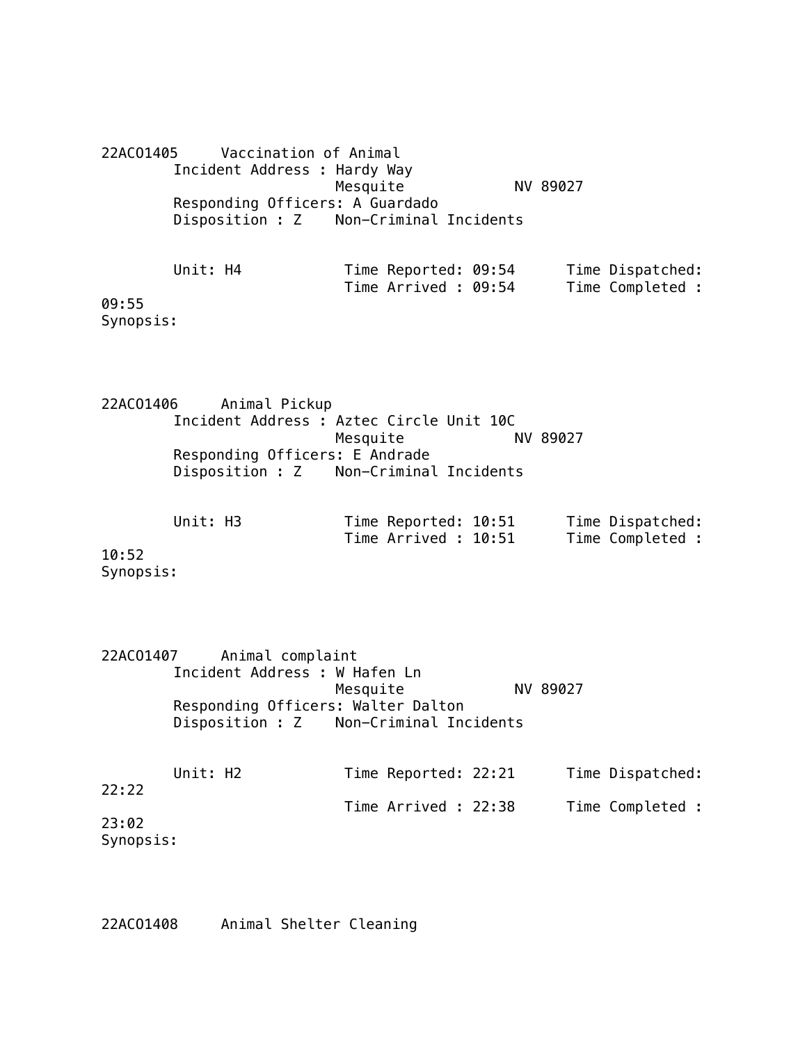22ACO1405 Vaccination of Animal
Incident Address : Hardy Way
Mesquite NV 89027
Responding Officers: A Guardado
Disposition : Z Non-Criminal Incidents

Unit: H4 Time Reported: 09:54 Time Dispatched:
Time Arrived : 09:54 Time Completed :
09:55
Synopsis:

22ACO1406 Animal Pickup
Incident Address : Aztec Circle Unit 10C
Mesquite NV 89027
Responding Officers: E Andrade
Disposition : Z Non-Criminal Incidents

Unit: H3 Time Reported: 10:51 Time Dispatched:
Time Arrived : 10:51 Time Completed :
10:52
Synopsis:

22ACO1407 Animal complaint
Incident Address : W Hafen Ln
Mesquite NV 89027
Responding Officers: Walter Dalton
Disposition : Z Non-Criminal Incidents

Unit: H2 Time Reported: 22:21 Time Dispatched:
22:22
Time Arrived : 22:38 Time Completed :
23:02
Synopsis:

22ACO1408 Animal Shelter Cleaning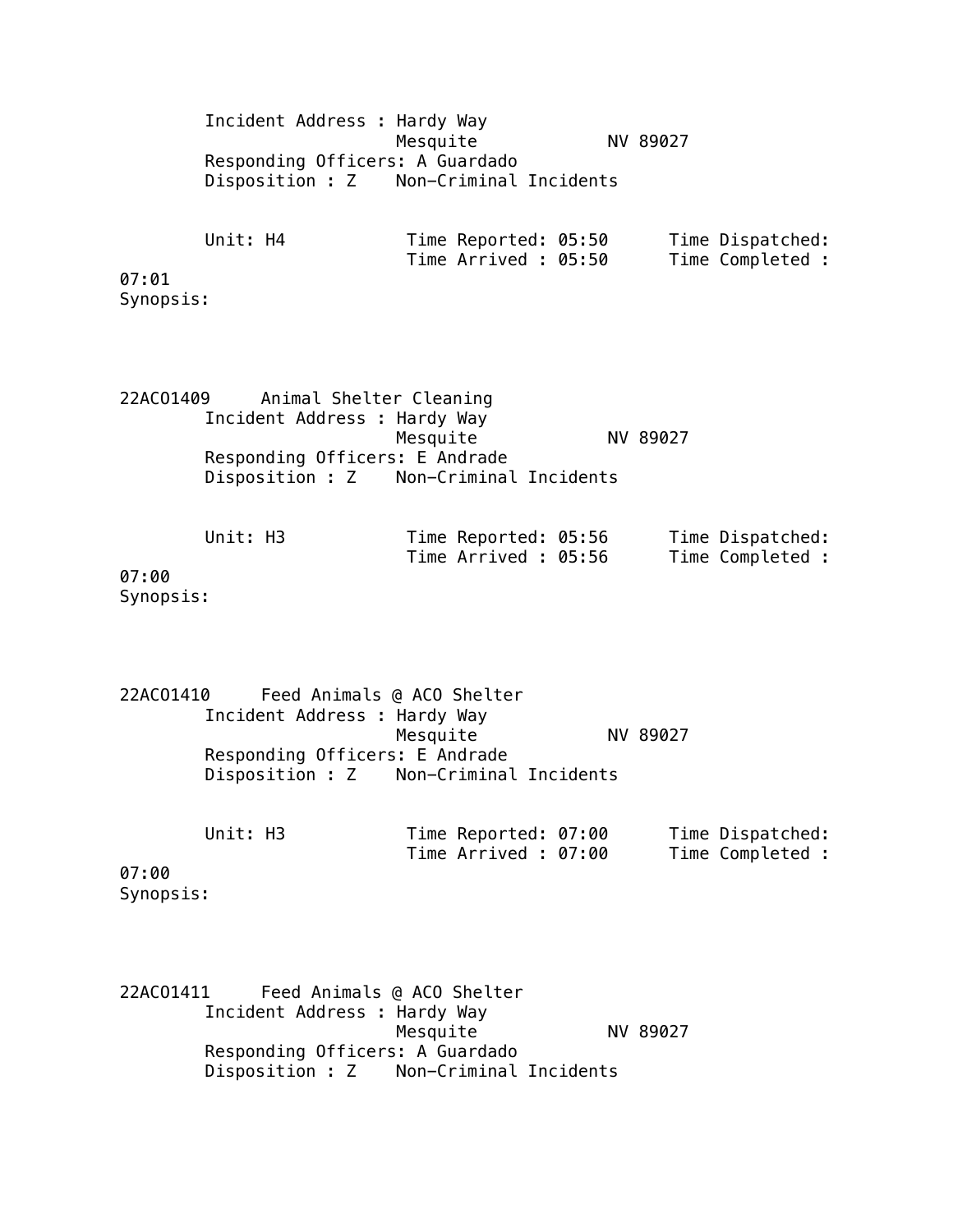Incident Address : Hardy Way
Mesquite NV 89027
Responding Officers: A Guardado
Disposition : Z Non-Criminal Incidents

Unit: H4 Time Reported: 05:50 Time Dispatched:
Time Arrived : 05:50 Time Completed :
07:01
Synopsis:

22ACO1409 Animal Shelter Cleaning
Incident Address : Hardy Way
Mesquite NV 89027
Responding Officers: E Andrade
Disposition : Z Non-Criminal Incidents

Unit: H3 Time Reported: 05:56 Time Dispatched:
Time Arrived : 05:56 Time Completed :
07:00
Synopsis:

22ACO1410 Feed Animals @ ACO Shelter
Incident Address : Hardy Way
Mesquite NV 89027
Responding Officers: E Andrade
Disposition : Z Non-Criminal Incidents

Unit: H3 Time Reported: 07:00 Time Dispatched:
Time Arrived : 07:00 Time Completed :
07:00
Synopsis:

22ACO1411 Feed Animals @ ACO Shelter
Incident Address : Hardy Way
Mesquite NV 89027
Responding Officers: A Guardado
Disposition : Z Non-Criminal Incidents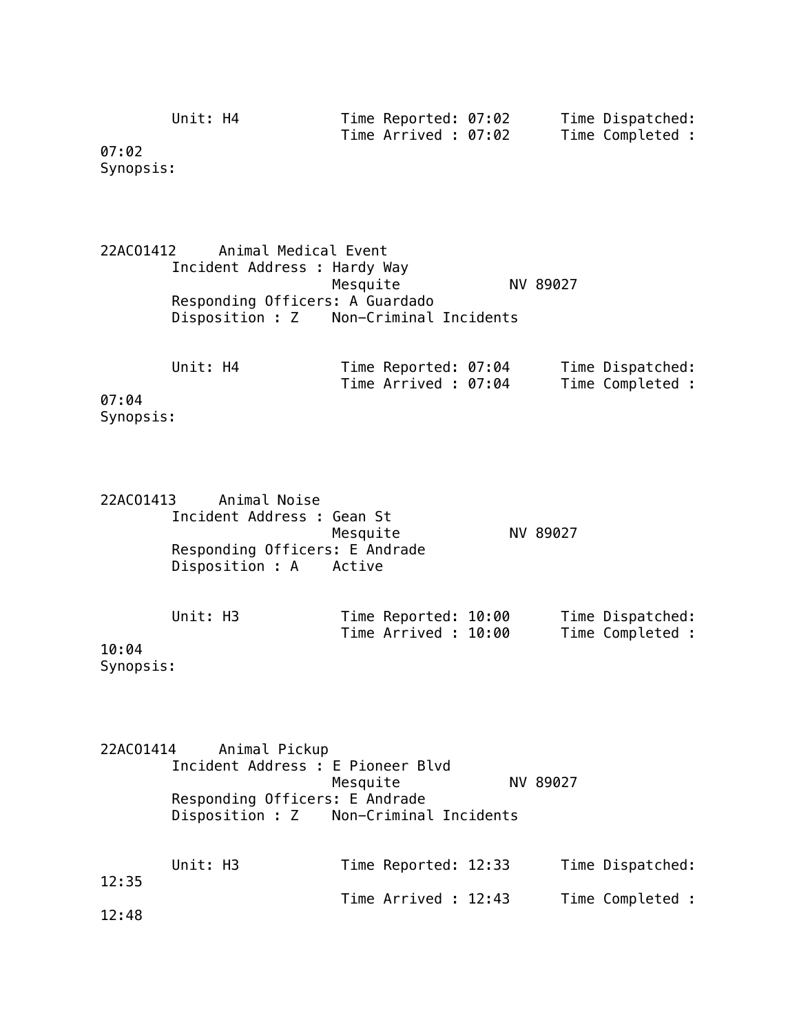Unit: H4 Time Reported: 07:02 Time Dispatched:
Time Arrived : 07:02 Time Completed :
07:02
Synopsis:

22ACO1412 Animal Medical Event
Incident Address : Hardy Way
Mesquite NV 89027
Responding Officers: A Guardado
Disposition : Z Non-Criminal Incidents

Unit: H4 Time Reported: 07:04 Time Dispatched:
Time Arrived : 07:04 Time Completed :
07:04
Synopsis:

22ACO1413 Animal Noise
Incident Address : Gean St
Mesquite NV 89027
Responding Officers: E Andrade
Disposition : A Active

Unit: H3 Time Reported: 10:00 Time Dispatched:
Time Arrived : 10:00 Time Completed :
10:04
Synopsis:

22ACO1414 Animal Pickup
Incident Address : E Pioneer Blvd
Mesquite NV 89027
Responding Officers: E Andrade
Disposition : Z Non-Criminal Incidents

Unit: H3 Time Reported: 12:33 Time Dispatched:
12:35
Time Arrived : 12:43 Time Completed :
12:48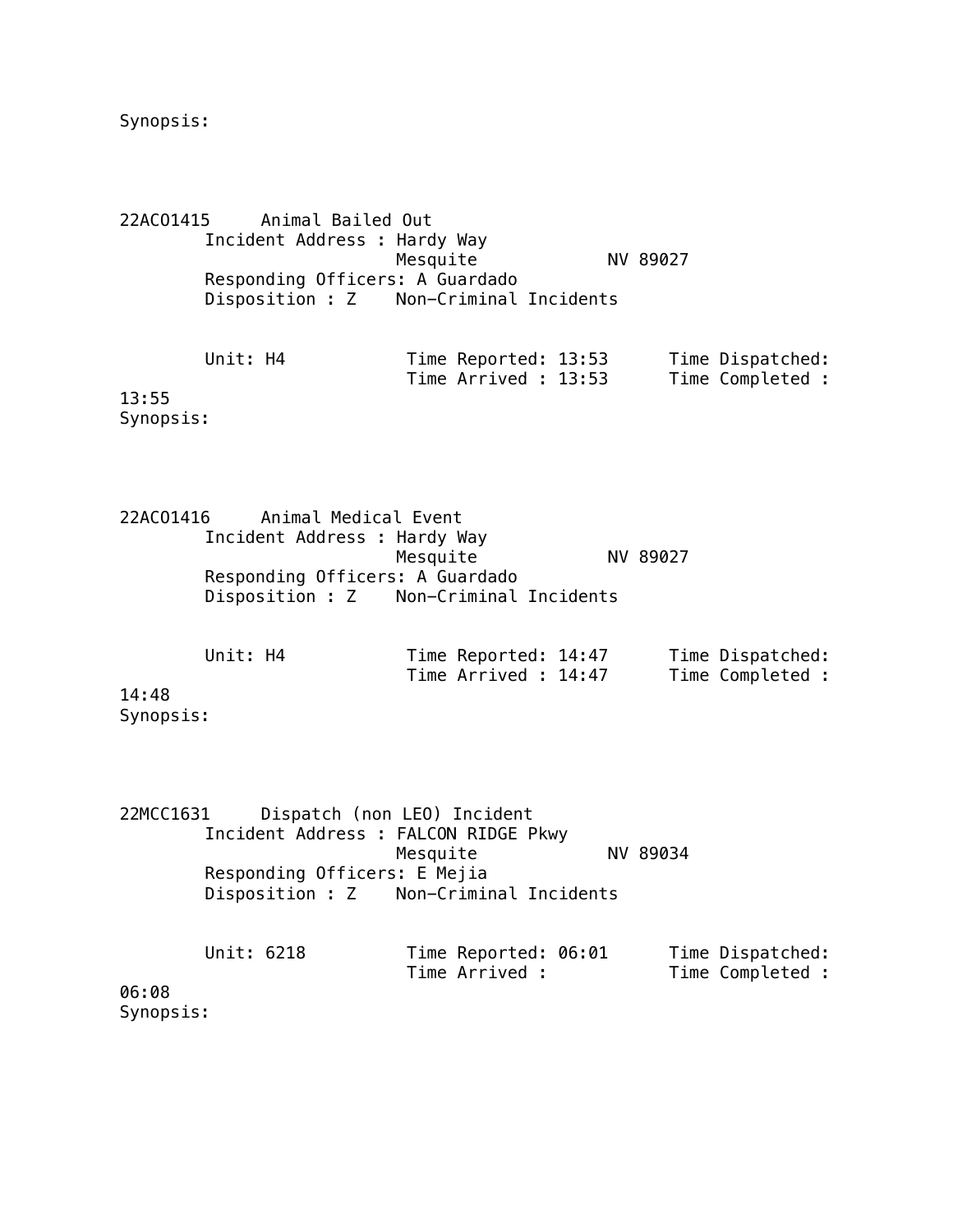Synopsis:

22ACO1415     Animal Bailed Out
        Incident Address : Hardy Way
                          Mesquite             NV 89027
        Responding Officers: A Guardado
        Disposition : Z    Non-Criminal Incidents

        Unit: H4            Time Reported: 13:53      Time Dispatched:
                            Time Arrived : 13:53      Time Completed :
13:55
Synopsis:

22ACO1416     Animal Medical Event
        Incident Address : Hardy Way
                          Mesquite             NV 89027
        Responding Officers: A Guardado
        Disposition : Z    Non-Criminal Incidents

        Unit: H4            Time Reported: 14:47      Time Dispatched:
                            Time Arrived : 14:47      Time Completed :
14:48
Synopsis:

22MCC1631     Dispatch (non LEO) Incident
        Incident Address : FALCON RIDGE Pkwy
                          Mesquite             NV 89034
        Responding Officers: E Mejia
        Disposition : Z    Non-Criminal Incidents

        Unit: 6218          Time Reported: 06:01      Time Dispatched:
                            Time Arrived :            Time Completed :
06:08
Synopsis: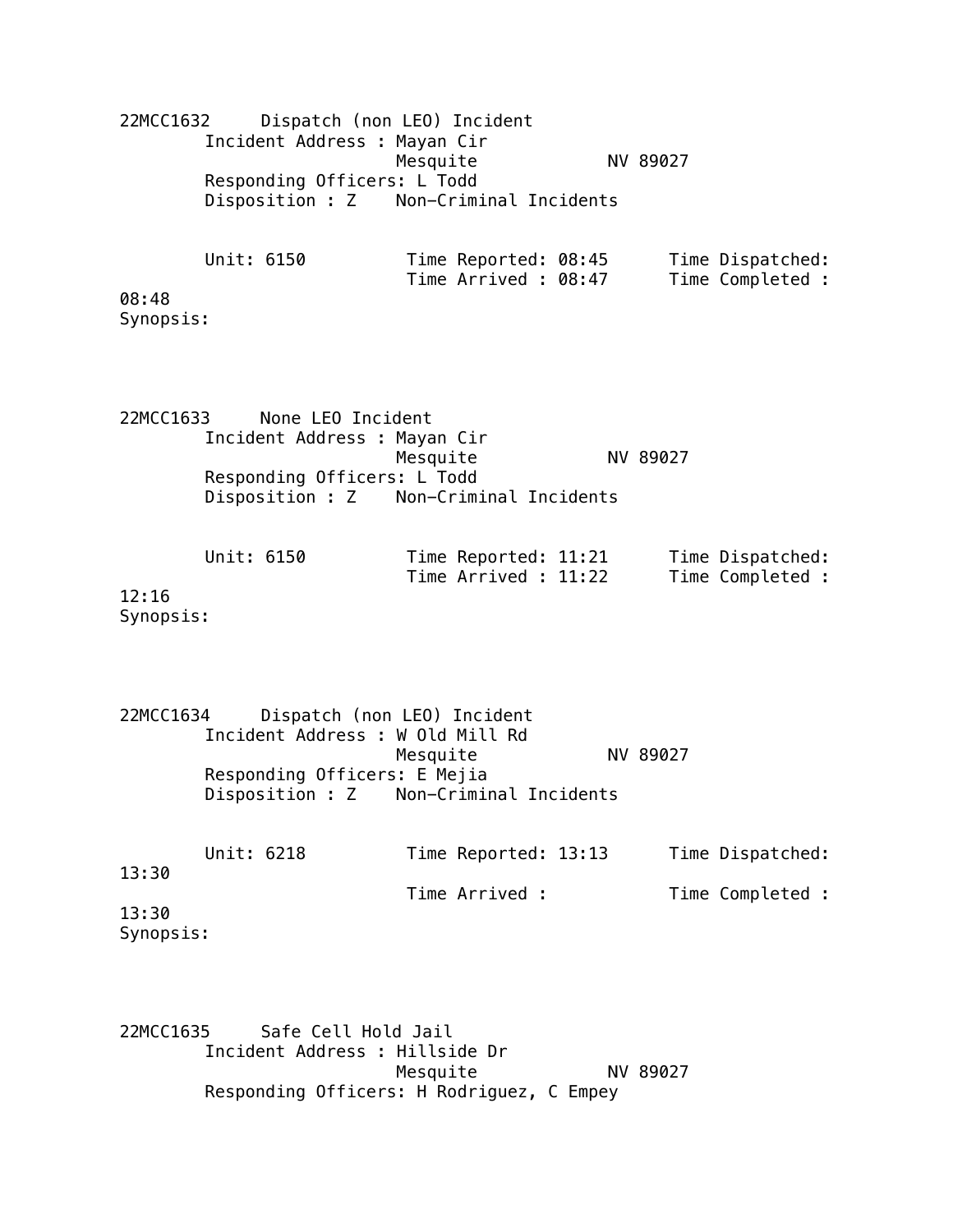22MCC1632     Dispatch (non LEO) Incident
Incident Address : Mayan Cir
Mesquite     NV 89027
Responding Officers: L Todd
Disposition : Z     Non-Criminal Incidents

Unit: 6150     Time Reported: 08:45     Time Dispatched:
Time Arrived : 08:47     Time Completed :
08:48
Synopsis:

22MCC1633     None LEO Incident
Incident Address : Mayan Cir
Mesquite     NV 89027
Responding Officers: L Todd
Disposition : Z     Non-Criminal Incidents

Unit: 6150     Time Reported: 11:21     Time Dispatched:
Time Arrived : 11:22     Time Completed :
12:16
Synopsis:

22MCC1634     Dispatch (non LEO) Incident
Incident Address : W Old Mill Rd
Mesquite     NV 89027
Responding Officers: E Mejia
Disposition : Z     Non-Criminal Incidents

Unit: 6218     Time Reported: 13:13     Time Dispatched:
13:30
Time Arrived :     Time Completed :
13:30
Synopsis:

22MCC1635     Safe Cell Hold Jail
Incident Address : Hillside Dr
Mesquite     NV 89027
Responding Officers: H Rodriguez, C Empey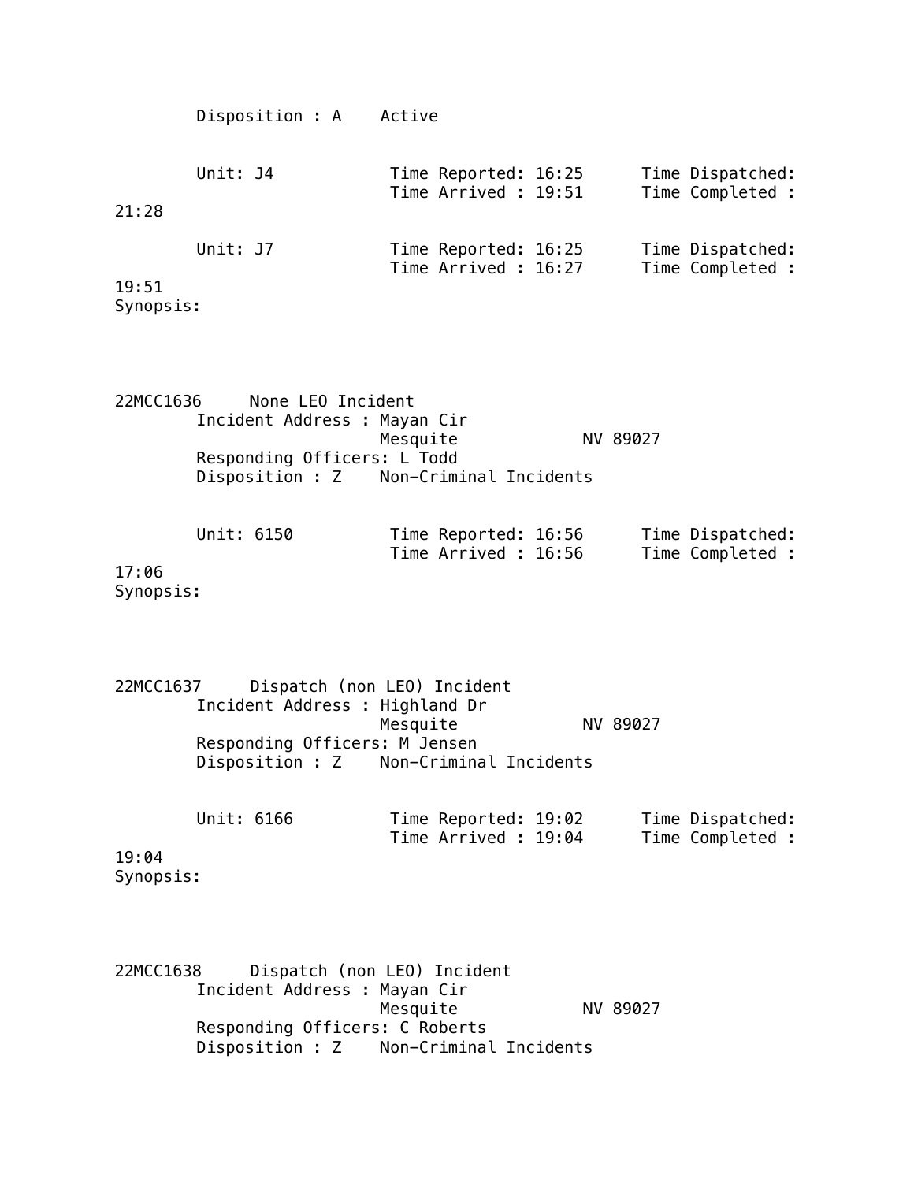Disposition : A    Active

Unit: J4    Time Reported: 16:25    Time Dispatched:
Time Arrived : 19:51    Time Completed :
21:28

Unit: J7    Time Reported: 16:25    Time Dispatched:
Time Arrived : 16:27    Time Completed :
19:51
Synopsis:

22MCC1636    None LEO Incident
Incident Address : Mayan Cir
Mesquite    NV 89027
Responding Officers: L Todd
Disposition : Z    Non-Criminal Incidents

Unit: 6150    Time Reported: 16:56    Time Dispatched:
Time Arrived : 16:56    Time Completed :
17:06
Synopsis:

22MCC1637    Dispatch (non LEO) Incident
Incident Address : Highland Dr
Mesquite    NV 89027
Responding Officers: M Jensen
Disposition : Z    Non-Criminal Incidents

Unit: 6166    Time Reported: 19:02    Time Dispatched:
Time Arrived : 19:04    Time Completed :
19:04
Synopsis:

22MCC1638    Dispatch (non LEO) Incident
Incident Address : Mayan Cir
Mesquite    NV 89027
Responding Officers: C Roberts
Disposition : Z    Non-Criminal Incidents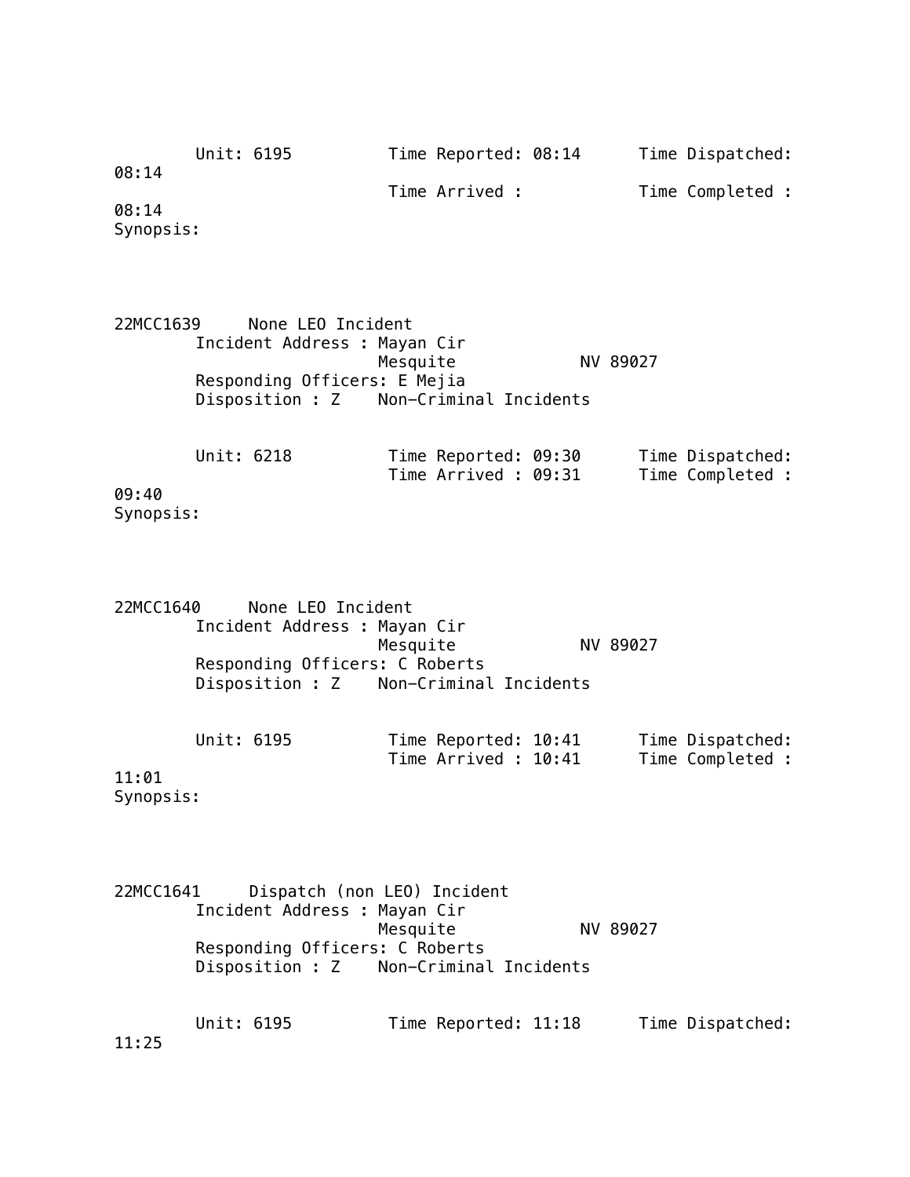Unit: 6195          Time Reported: 08:14      Time Dispatched: 08:14
                    Time Arrived :            Time Completed : 08:14
Synopsis:

22MCC1639     None LEO Incident
Incident Address : Mayan Cir
                   Mesquite            NV 89027
Responding Officers: E Mejia
Disposition : Z    Non-Criminal Incidents

Unit: 6218          Time Reported: 09:30      Time Dispatched:
                    Time Arrived : 09:31      Time Completed : 09:40
Synopsis:

22MCC1640     None LEO Incident
Incident Address : Mayan Cir
                   Mesquite            NV 89027
Responding Officers: C Roberts
Disposition : Z    Non-Criminal Incidents

Unit: 6195          Time Reported: 10:41      Time Dispatched:
                    Time Arrived : 10:41      Time Completed : 11:01
Synopsis:

22MCC1641     Dispatch (non LEO) Incident
Incident Address : Mayan Cir
                   Mesquite            NV 89027
Responding Officers: C Roberts
Disposition : Z    Non-Criminal Incidents

Unit: 6195          Time Reported: 11:18      Time Dispatched: 11:25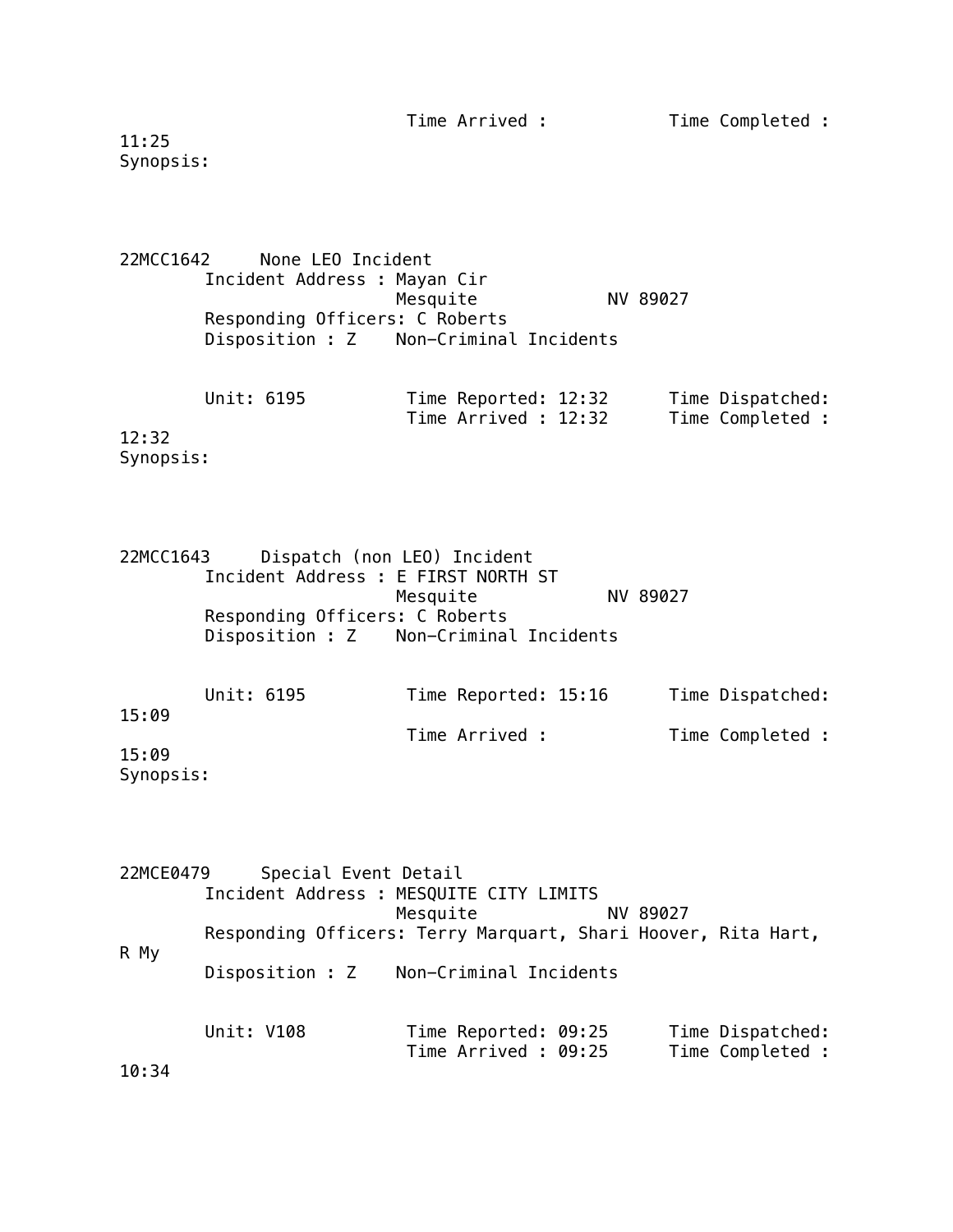Time Arrived :            Time Completed :
11:25
Synopsis:

22MCC1642     None LEO Incident
        Incident Address : Mayan Cir
                           Mesquite            NV 89027
        Responding Officers: C Roberts
        Disposition : Z    Non-Criminal Incidents

        Unit: 6195          Time Reported: 12:32      Time Dispatched:
                            Time Arrived : 12:32      Time Completed :
12:32
Synopsis:

22MCC1643     Dispatch (non LEO) Incident
        Incident Address : E FIRST NORTH ST
                           Mesquite            NV 89027
        Responding Officers: C Roberts
        Disposition : Z    Non-Criminal Incidents

        Unit: 6195          Time Reported: 15:16      Time Dispatched:
15:09
                            Time Arrived :            Time Completed :
15:09
Synopsis:

22MCE0479     Special Event Detail
        Incident Address : MESQUITE CITY LIMITS
                           Mesquite            NV 89027
        Responding Officers: Terry Marquart, Shari Hoover, Rita Hart,
R My
        Disposition : Z    Non-Criminal Incidents

        Unit: V108          Time Reported: 09:25      Time Dispatched:
                            Time Arrived : 09:25      Time Completed :
10:34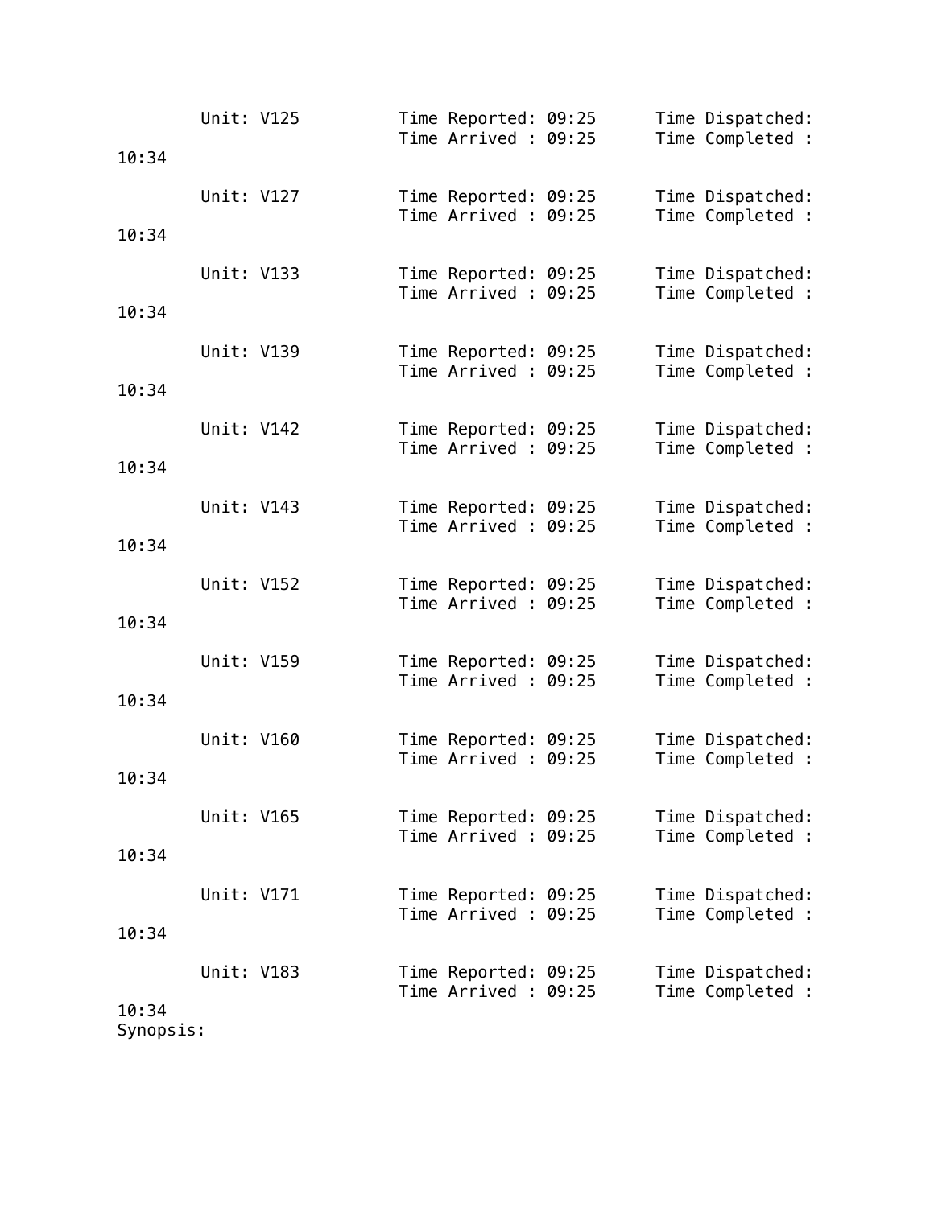```
        Unit: V125          Time Reported: 09:25      Time Dispatched:
                            Time Arrived : 09:25      Time Completed :
10:34

        Unit: V127          Time Reported: 09:25      Time Dispatched:
                            Time Arrived : 09:25      Time Completed :
10:34

        Unit: V133          Time Reported: 09:25      Time Dispatched:
                            Time Arrived : 09:25      Time Completed :
10:34

        Unit: V139          Time Reported: 09:25      Time Dispatched:
                            Time Arrived : 09:25      Time Completed :
10:34

        Unit: V142          Time Reported: 09:25      Time Dispatched:
                            Time Arrived : 09:25      Time Completed :
10:34

        Unit: V143          Time Reported: 09:25      Time Dispatched:
                            Time Arrived : 09:25      Time Completed :
10:34

        Unit: V152          Time Reported: 09:25      Time Dispatched:
                            Time Arrived : 09:25      Time Completed :
10:34

        Unit: V159          Time Reported: 09:25      Time Dispatched:
                            Time Arrived : 09:25      Time Completed :
10:34

        Unit: V160          Time Reported: 09:25      Time Dispatched:
                            Time Arrived : 09:25      Time Completed :
10:34

        Unit: V165          Time Reported: 09:25      Time Dispatched:
                            Time Arrived : 09:25      Time Completed :
10:34

        Unit: V171          Time Reported: 09:25      Time Dispatched:
                            Time Arrived : 09:25      Time Completed :
10:34

        Unit: V183          Time Reported: 09:25      Time Dispatched:
                            Time Arrived : 09:25      Time Completed :
10:34
Synopsis:
```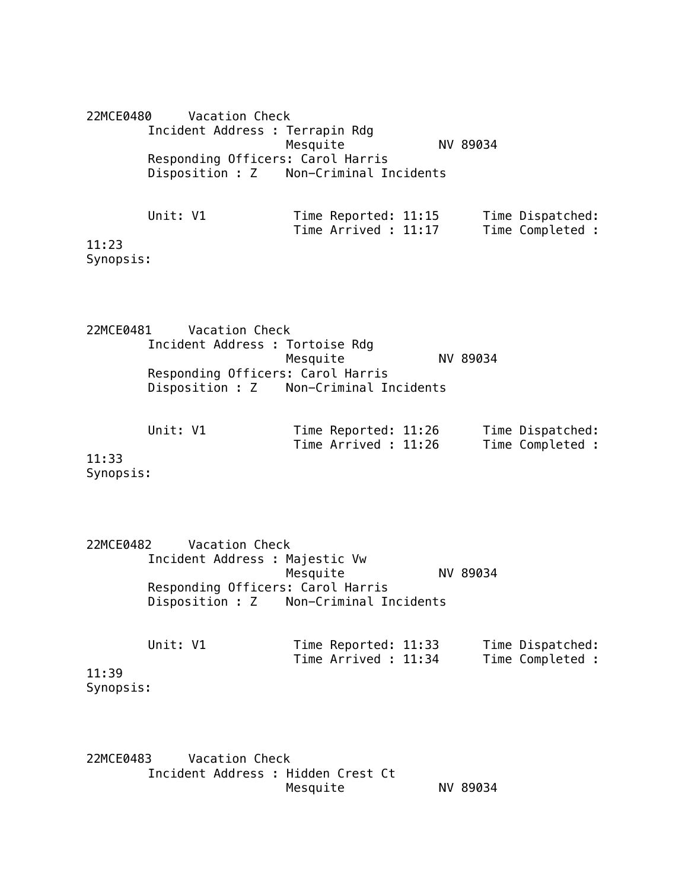22MCE0480 Vacation Check
Incident Address : Terrapin Rdg
Mesquite NV 89034
Responding Officers: Carol Harris
Disposition : Z Non-Criminal Incidents

Unit: V1 Time Reported: 11:15 Time Dispatched:
Time Arrived : 11:17 Time Completed :
11:23
Synopsis:

22MCE0481 Vacation Check
Incident Address : Tortoise Rdg
Mesquite NV 89034
Responding Officers: Carol Harris
Disposition : Z Non-Criminal Incidents

Unit: V1 Time Reported: 11:26 Time Dispatched:
Time Arrived : 11:26 Time Completed :
11:33
Synopsis:

22MCE0482 Vacation Check
Incident Address : Majestic Vw
Mesquite NV 89034
Responding Officers: Carol Harris
Disposition : Z Non-Criminal Incidents

Unit: V1 Time Reported: 11:33 Time Dispatched:
Time Arrived : 11:34 Time Completed :
11:39
Synopsis:

22MCE0483 Vacation Check
Incident Address : Hidden Crest Ct
Mesquite NV 89034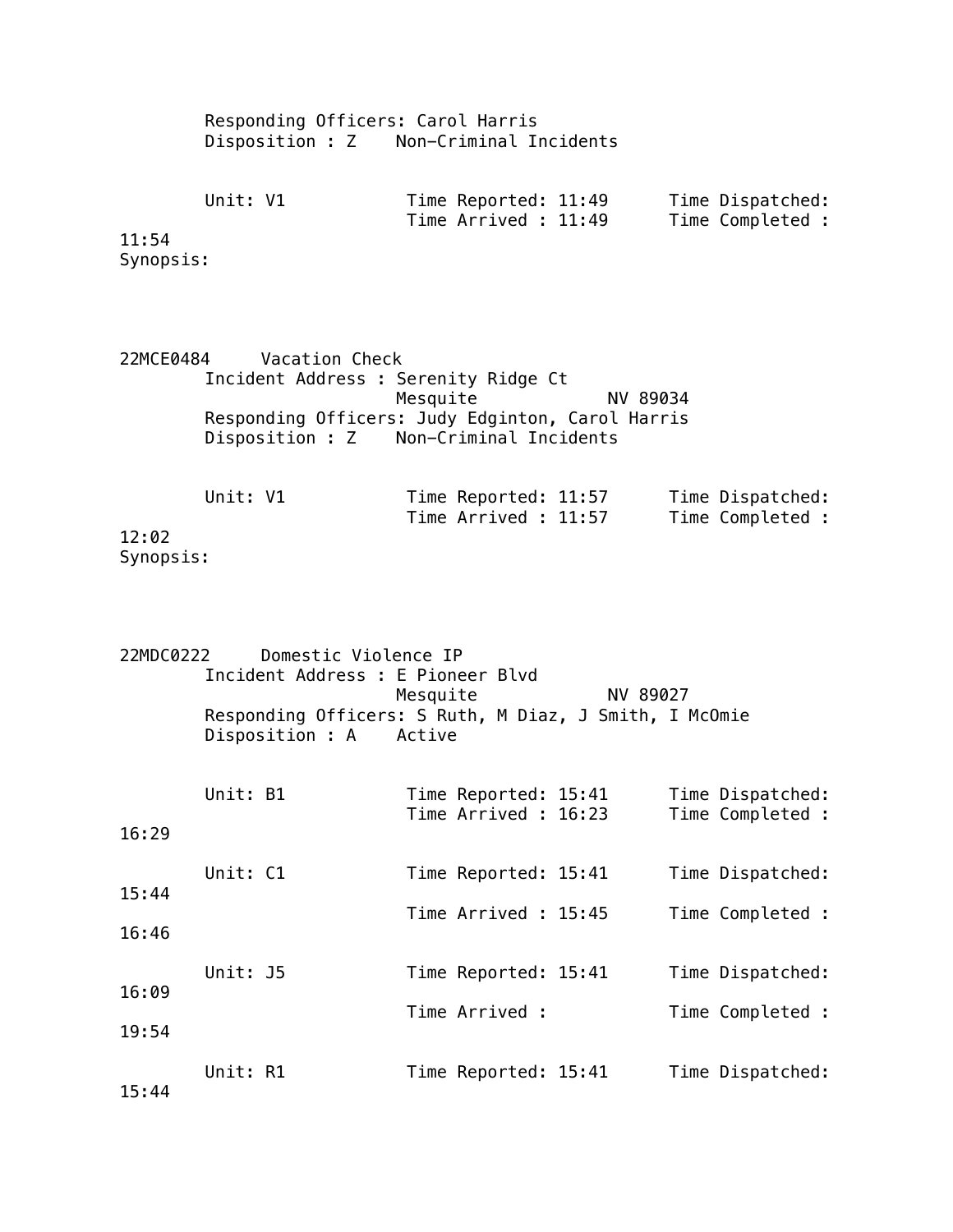Responding Officers: Carol Harris
Disposition : Z    Non-Criminal Incidents

Unit: V1    Time Reported: 11:49    Time Dispatched:
Time Arrived : 11:49    Time Completed :
11:54

Synopsis:

22MCE0484    Vacation Check

Incident Address : Serenity Ridge Ct
Mesquite    NV 89034

Responding Officers: Judy Edginton, Carol Harris
Disposition : Z    Non-Criminal Incidents

Unit: V1    Time Reported: 11:57    Time Dispatched:
Time Arrived : 11:57    Time Completed :
12:02

Synopsis:

22MDC0222    Domestic Violence IP

Incident Address : E Pioneer Blvd
Mesquite    NV 89027

Responding Officers: S Ruth, M Diaz, J Smith, I McOmie
Disposition : A    Active

Unit: B1    Time Reported: 15:41    Time Dispatched:
Time Arrived : 16:23    Time Completed :
16:29

Unit: C1    Time Reported: 15:41    Time Dispatched:
15:44
Time Arrived : 15:45    Time Completed :
16:46

Unit: J5    Time Reported: 15:41    Time Dispatched:
16:09
Time Arrived :    Time Completed :
19:54

Unit: R1    Time Reported: 15:41    Time Dispatched:
15:44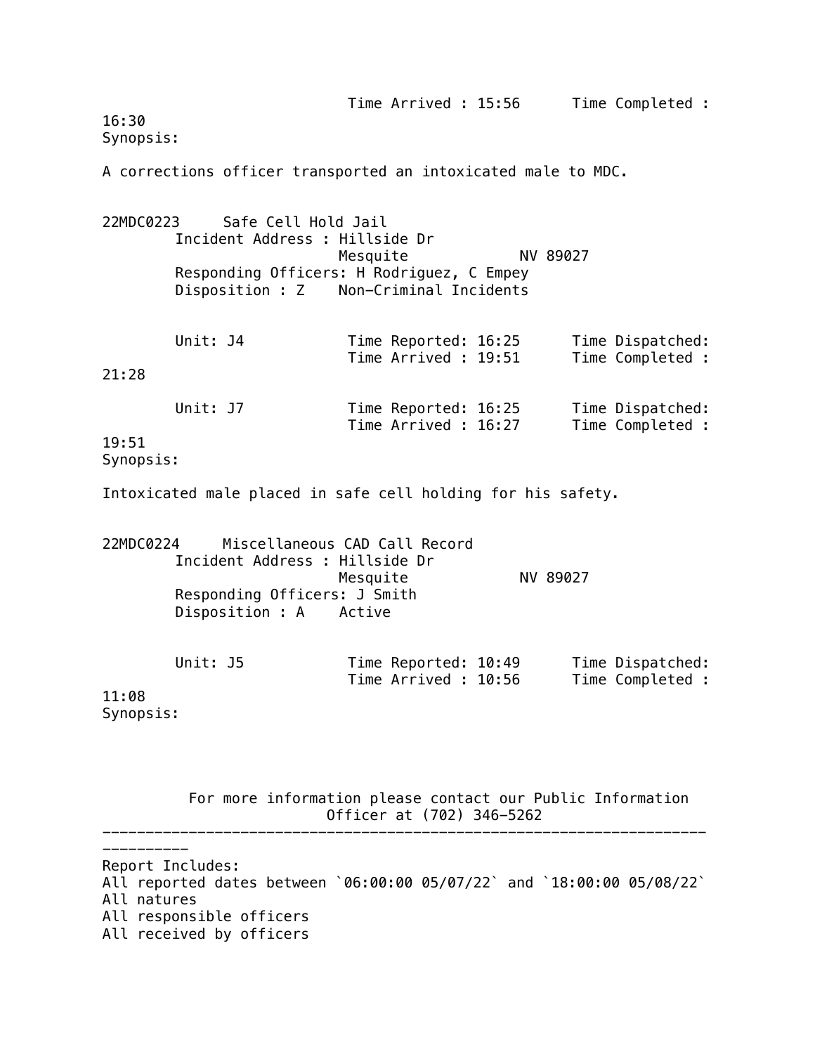Time Arrived : 15:56 Time Completed : 16:30

Synopsis:

A corrections officer transported an intoxicated male to MDC.

22MDC0223 Safe Cell Hold Jail
Incident Address : Hillside Dr
Mesquite NV 89027
Responding Officers: H Rodriguez, C Empey
Disposition : Z Non-Criminal Incidents

Unit: J4 Time Reported: 16:25 Time Dispatched:
Time Arrived : 19:51 Time Completed : 21:28

Unit: J7 Time Reported: 16:25 Time Dispatched:
Time Arrived : 16:27 Time Completed : 19:51

Synopsis:

Intoxicated male placed in safe cell holding for his safety.

22MDC0224 Miscellaneous CAD Call Record
Incident Address : Hillside Dr
Mesquite NV 89027
Responding Officers: J Smith
Disposition : A Active

Unit: J5 Time Reported: 10:49 Time Dispatched:
Time Arrived : 10:56 Time Completed : 11:08

Synopsis:

For more information please contact our Public Information Officer at (702) 346-5262

---

Report Includes:
All reported dates between `06:00:00 05/07/22` and `18:00:00 05/08/22`
All natures
All responsible officers
All received by officers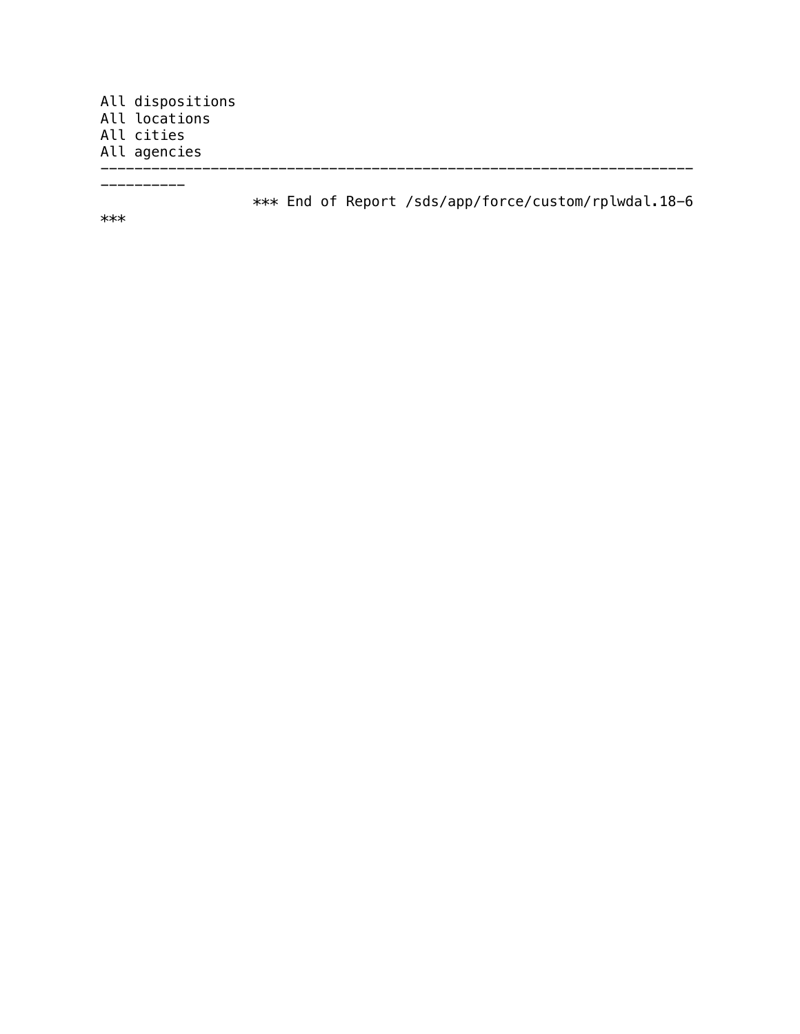All dispositions
All locations
All cities
All agencies

--------------------------------------------------------------------------------

*** End of Report /sds/app/force/custom/rplwdal.18-6 ***